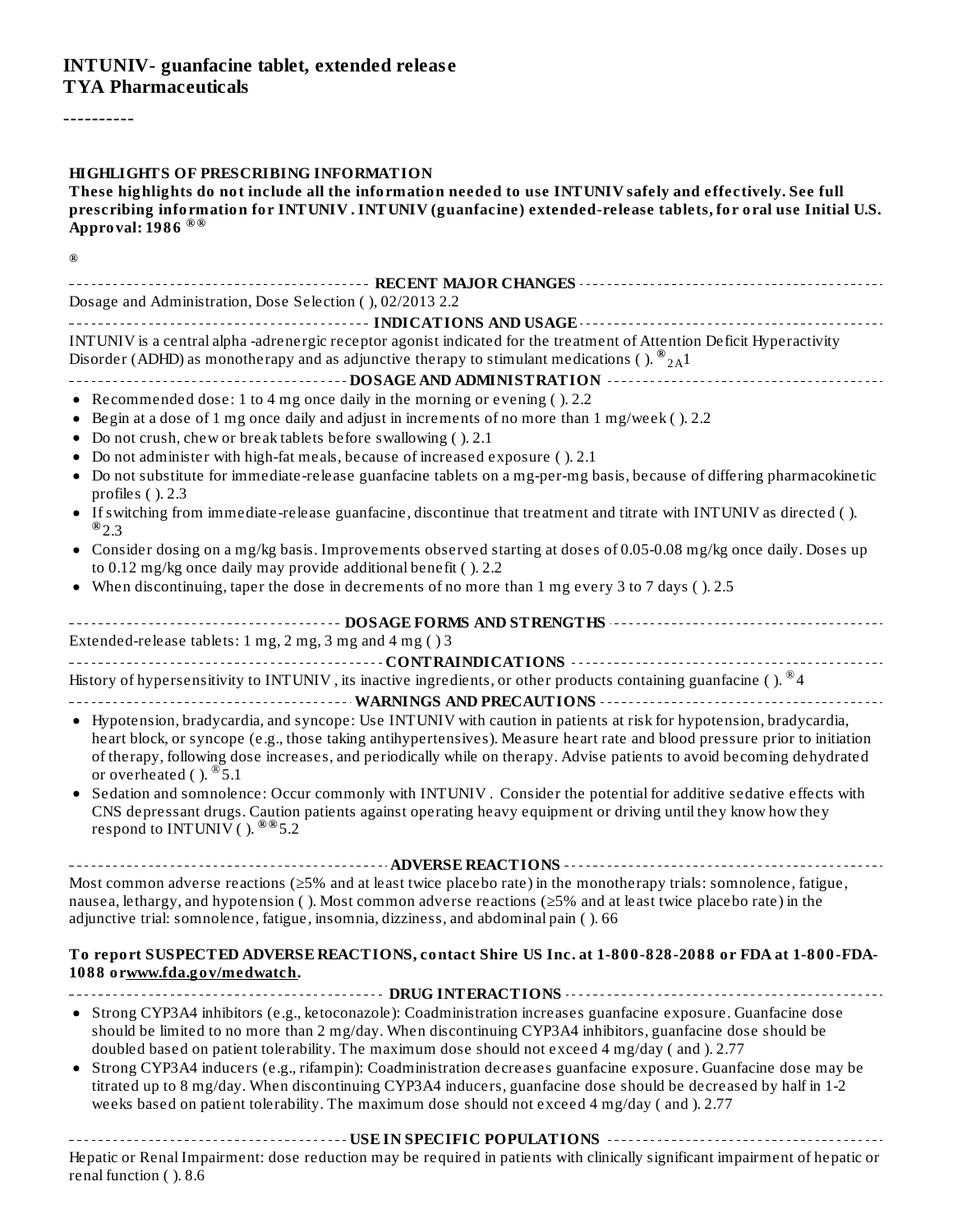# INTUNIV- guanfacine tablet, extended release
**TYA Pharmaceuticals**

----------

## HIGHLIGHTS OF PRESCRIBING INFORMATION

**These highlights do not include all the information needed to use INTUNIV safely and effectively. See full prescribing information for INTUNIV . INTUNIV (guanfacine) extended-release tablets, for oral use Initial U.S. Approval: 1986 ® ®**

®

### RECENT MAJOR CHANGES

Dosage and Administration, Dose Selection ( ), 02/2013 2.2

### INDICATIONS AND USAGE

INTUNIV is a central alpha -adrenergic receptor agonist indicated for the treatment of Attention Deficit Hyperactivity Disorder (ADHD) as monotherapy and as adjunctive therapy to stimulant medications ( ). ® $_{2A}$1

### DOSAGE AND ADMINISTRATION

- Recommended dose: 1 to 4 mg once daily in the morning or evening ( ). 2.2
- Begin at a dose of 1 mg once daily and adjust in increments of no more than 1 mg/week ( ). 2.2
- Do not crush, chew or break tablets before swallowing ( ). 2.1
- Do not administer with high-fat meals, because of increased exposure ( ). 2.1
- Do not substitute for immediate-release guanfacine tablets on a mg-per-mg basis, because of differing pharmacokinetic profiles ( ). 2.3
- If switching from immediate-release guanfacine, discontinue that treatment and titrate with INTUNIV as directed ( ). ®2.3
- Consider dosing on a mg/kg basis. Improvements observed starting at doses of 0.05-0.08 mg/kg once daily. Doses up to 0.12 mg/kg once daily may provide additional benefit ( ). 2.2
- When discontinuing, taper the dose in decrements of no more than 1 mg every 3 to 7 days ( ). 2.5

### DOSAGE FORMS AND STRENGTHS

Extended-release tablets: 1 mg, 2 mg, 3 mg and 4 mg ( ) 3

### CONTRAINDICATIONS

History of hypersensitivity to INTUNIV , its inactive ingredients, or other products containing guanfacine ( ). ®4

### WARNINGS AND PRECAUTIONS

- Hypotension, bradycardia, and syncope: Use INTUNIV with caution in patients at risk for hypotension, bradycardia, heart block, or syncope (e.g., those taking antihypertensives). Measure heart rate and blood pressure prior to initiation of therapy, following dose increases, and periodically while on therapy. Advise patients to avoid becoming dehydrated or overheated ( ). ®5.1
- Sedation and somnolence: Occur commonly with INTUNIV . Consider the potential for additive sedative effects with CNS depressant drugs. Caution patients against operating heavy equipment or driving until they know how they respond to INTUNIV ( ). ®®5.2

### ADVERSE REACTIONS

Most common adverse reactions (≥5% and at least twice placebo rate) in the monotherapy trials: somnolence, fatigue, nausea, lethargy, and hypotension ( ). Most common adverse reactions (≥5% and at least twice placebo rate) in the adjunctive trial: somnolence, fatigue, insomnia, dizziness, and abdominal pain ( ). 66

**To report SUSPECTED ADVERSE REACTIONS, contact Shire US Inc. at 1-800-828-2088 or FDA at 1-800-FDA-1088 orwww.fda.gov/medwatch.**

### DRUG INTERACTIONS

- Strong CYP3A4 inhibitors (e.g., ketoconazole): Coadministration increases guanfacine exposure. Guanfacine dose should be limited to no more than 2 mg/day. When discontinuing CYP3A4 inhibitors, guanfacine dose should be doubled based on patient tolerability. The maximum dose should not exceed 4 mg/day ( and ). 2.77
- Strong CYP3A4 inducers (e.g., rifampin): Coadministration decreases guanfacine exposure. Guanfacine dose may be titrated up to 8 mg/day. When discontinuing CYP3A4 inducers, guanfacine dose should be decreased by half in 1-2 weeks based on patient tolerability. The maximum dose should not exceed 4 mg/day ( and ). 2.77

### USE IN SPECIFIC POPULATIONS

Hepatic or Renal Impairment: dose reduction may be required in patients with clinically significant impairment of hepatic or renal function ( ). 8.6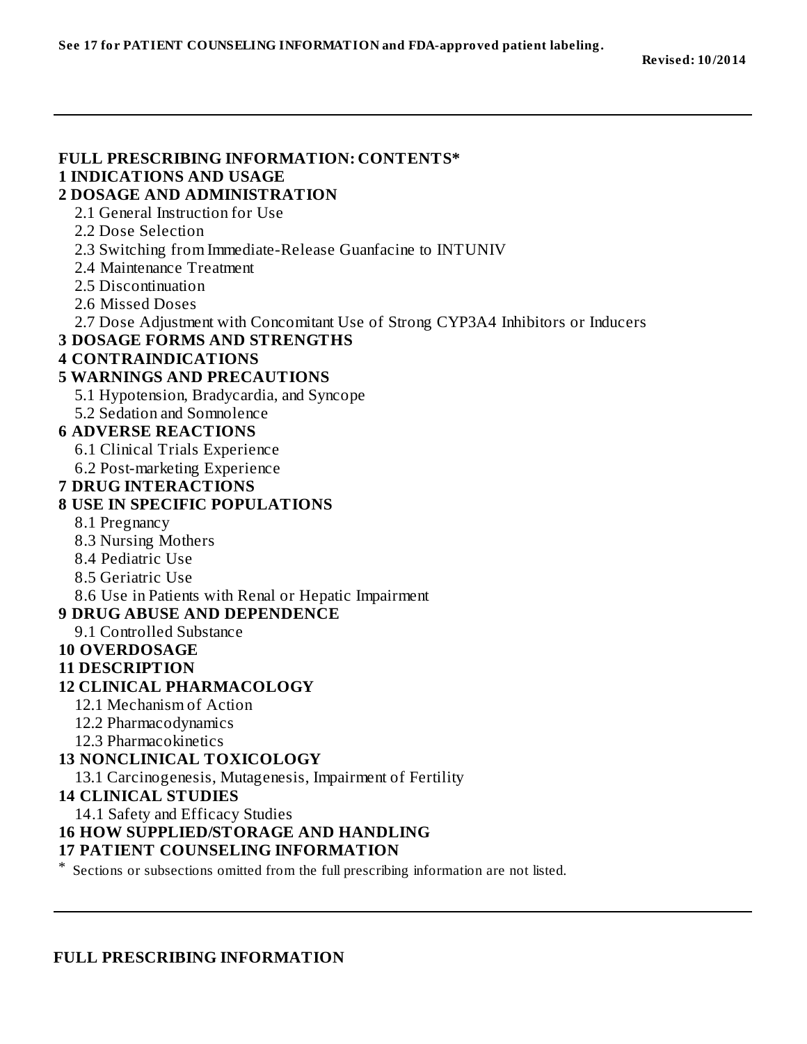**See 17 for PATIENT COUNSELING INFORMATION and FDA-approved patient labeling.**

**Revised: 10/2014**

---

**FULL PRESCRIBING INFORMATION: CONTENTS***

**1 INDICATIONS AND USAGE**

**2 DOSAGE AND ADMINISTRATION**

- 2.1 General Instruction for Use
- 2.2 Dose Selection
- 2.3 Switching from Immediate-Release Guanfacine to INTUNIV
- 2.4 Maintenance Treatment
- 2.5 Discontinuation
- 2.6 Missed Doses
- 2.7 Dose Adjustment with Concomitant Use of Strong CYP3A4 Inhibitors or Inducers

**3 DOSAGE FORMS AND STRENGTHS**

**4 CONTRAINDICATIONS**

**5 WARNINGS AND PRECAUTIONS**

- 5.1 Hypotension, Bradycardia, and Syncope
- 5.2 Sedation and Somnolence

**6 ADVERSE REACTIONS**

- 6.1 Clinical Trials Experience
- 6.2 Post-marketing Experience

**7 DRUG INTERACTIONS**

**8 USE IN SPECIFIC POPULATIONS**

- 8.1 Pregnancy
- 8.3 Nursing Mothers
- 8.4 Pediatric Use
- 8.5 Geriatric Use
- 8.6 Use in Patients with Renal or Hepatic Impairment

**9 DRUG ABUSE AND DEPENDENCE**

- 9.1 Controlled Substance

**10 OVERDOSAGE**

**11 DESCRIPTION**

**12 CLINICAL PHARMACOLOGY**

- 12.1 Mechanism of Action
- 12.2 Pharmacodynamics
- 12.3 Pharmacokinetics

**13 NONCLINICAL TOXICOLOGY**

- 13.1 Carcinogenesis, Mutagenesis, Impairment of Fertility

**14 CLINICAL STUDIES**

- 14.1 Safety and Efficacy Studies

**16 HOW SUPPLIED/STORAGE AND HANDLING**

**17 PATIENT COUNSELING INFORMATION**

* Sections or subsections omitted from the full prescribing information are not listed.

---

**FULL PRESCRIBING INFORMATION**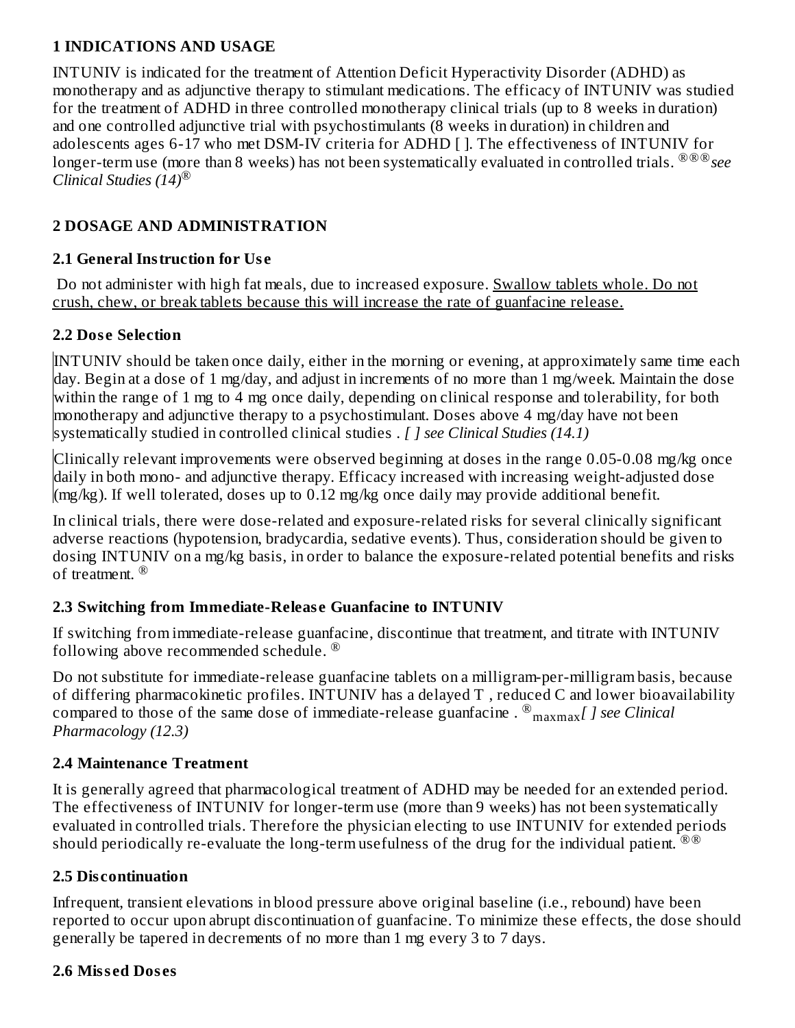## 1 INDICATIONS AND USAGE

INTUNIV is indicated for the treatment of Attention Deficit Hyperactivity Disorder (ADHD) as monotherapy and as adjunctive therapy to stimulant medications. The efficacy of INTUNIV was studied for the treatment of ADHD in three controlled monotherapy clinical trials (up to 8 weeks in duration) and one controlled adjunctive trial with psychostimulants (8 weeks in duration) in children and adolescents ages 6-17 who met DSM-IV criteria for ADHD [ ]. The effectiveness of INTUNIV for longer-term use (more than 8 weeks) has not been systematically evaluated in controlled trials. ®®®*see Clinical Studies (14)*®

## 2 DOSAGE AND ADMINISTRATION

### 2.1 General Instruction for Use

Do not administer with high fat meals, due to increased exposure. Swallow tablets whole. Do not crush, chew, or break tablets because this will increase the rate of guanfacine release.

### 2.2 Dose Selection

INTUNIV should be taken once daily, either in the morning or evening, at approximately same time each day. Begin at a dose of 1 mg/day, and adjust in increments of no more than 1 mg/week. Maintain the dose within the range of 1 mg to 4 mg once daily, depending on clinical response and tolerability, for both monotherapy and adjunctive therapy to a psychostimulant. Doses above 4 mg/day have not been systematically studied in controlled clinical studies . *[ ] see Clinical Studies (14.1)*

Clinically relevant improvements were observed beginning at doses in the range 0.05-0.08 mg/kg once daily in both mono- and adjunctive therapy. Efficacy increased with increasing weight-adjusted dose (mg/kg). If well tolerated, doses up to 0.12 mg/kg once daily may provide additional benefit.

In clinical trials, there were dose-related and exposure-related risks for several clinically significant adverse reactions (hypotension, bradycardia, sedative events). Thus, consideration should be given to dosing INTUNIV on a mg/kg basis, in order to balance the exposure-related potential benefits and risks of treatment. ®

### 2.3 Switching from Immediate-Release Guanfacine to INTUNIV

If switching from immediate-release guanfacine, discontinue that treatment, and titrate with INTUNIV following above recommended schedule. ®

Do not substitute for immediate-release guanfacine tablets on a milligram-per-milligram basis, because of differing pharmacokinetic profiles. INTUNIV has a delayed T , reduced C and lower bioavailability compared to those of the same dose of immediate-release guanfacine . ®$_{max max}$*[ ] see Clinical Pharmacology (12.3)*

### 2.4 Maintenance Treatment

It is generally agreed that pharmacological treatment of ADHD may be needed for an extended period. The effectiveness of INTUNIV for longer-term use (more than 9 weeks) has not been systematically evaluated in controlled trials. Therefore the physician electing to use INTUNIV for extended periods should periodically re-evaluate the long-term usefulness of the drug for the individual patient. ®®

### 2.5 Discontinuation

Infrequent, transient elevations in blood pressure above original baseline (i.e., rebound) have been reported to occur upon abrupt discontinuation of guanfacine. To minimize these effects, the dose should generally be tapered in decrements of no more than 1 mg every 3 to 7 days.

### 2.6 Missed Doses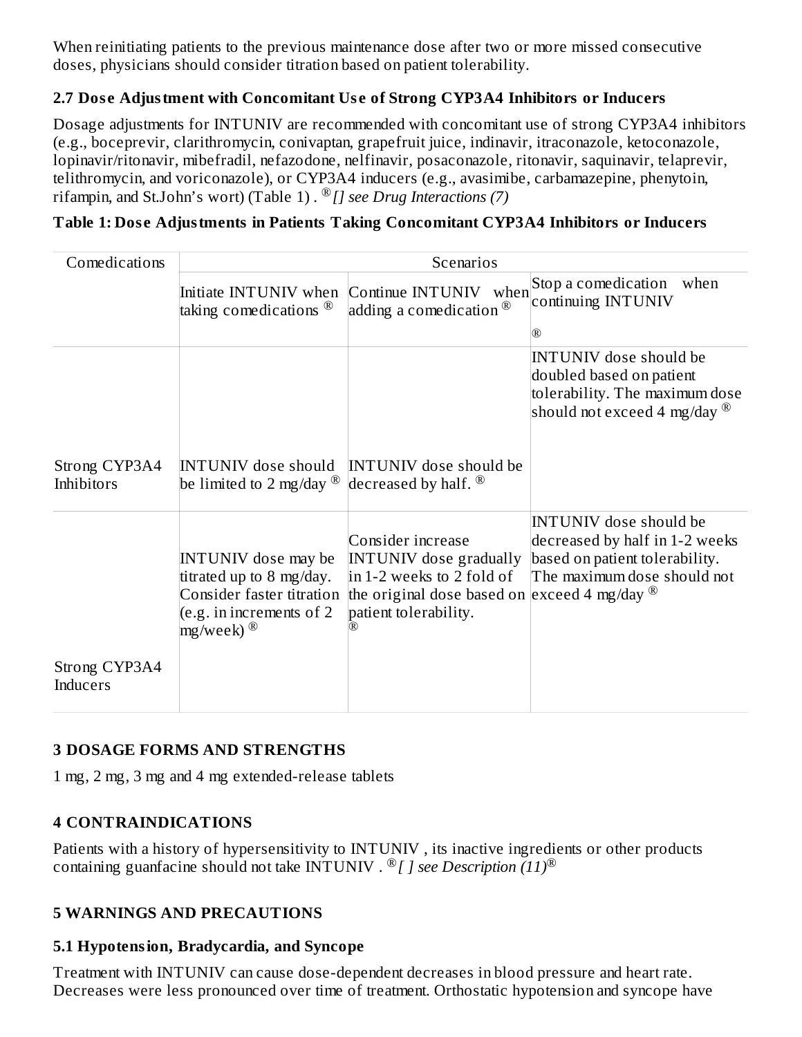When reinitiating patients to the previous maintenance dose after two or more missed consecutive doses, physicians should consider titration based on patient tolerability.

### 2.7 Dose Adjustment with Concomitant Use of Strong CYP3A4 Inhibitors or Inducers

Dosage adjustments for INTUNIV are recommended with concomitant use of strong CYP3A4 inhibitors (e.g., boceprevir, clarithromycin, conivaptan, grapefruit juice, indinavir, itraconazole, ketoconazole, lopinavir/ritonavir, mibefradil, nefazodone, nelfinavir, posaconazole, ritonavir, saquinavir, telaprevir, telithromycin, and voriconazole), or CYP3A4 inducers (e.g., avasimibe, carbamazepine, phenytoin, rifampin, and St.John's wort) (Table 1) . ® *[] see Drug Interactions (7)*

**Table 1: Dose Adjustments in Patients Taking Concomitant CYP3A4 Inhibitors or Inducers**

| Comedications | Scenarios | | |
|---|---|---|---|
| | Initiate INTUNIV when taking comedications ® | Continue INTUNIV when adding a comedication ® | Stop a comedication when continuing INTUNIV ® |
| Strong CYP3A4 Inhibitors | INTUNIV dose should be limited to 2 mg/day ® | INTUNIV dose should be decreased by half. ® | INTUNIV dose should be doubled based on patient tolerability. The maximum dose should not exceed 4 mg/day ® |
| Strong CYP3A4 Inducers | INTUNIV dose may be titrated up to 8 mg/day. Consider faster titration (e.g. in increments of 2 mg/week) ® | Consider increase INTUNIV dose gradually in 1-2 weeks to 2 fold of the original dose based on patient tolerability. ® | INTUNIV dose should be decreased by half in 1-2 weeks based on patient tolerability. The maximum dose should not exceed 4 mg/day ® |

## 3 DOSAGE FORMS AND STRENGTHS

1 mg, 2 mg, 3 mg and 4 mg extended-release tablets

## 4 CONTRAINDICATIONS

Patients with a history of hypersensitivity to INTUNIV , its inactive ingredients or other products containing guanfacine should not take INTUNIV . ® *[ ] see Description (11)*®

## 5 WARNINGS AND PRECAUTIONS

### 5.1 Hypotension, Bradycardia, and Syncope

Treatment with INTUNIV can cause dose-dependent decreases in blood pressure and heart rate. Decreases were less pronounced over time of treatment. Orthostatic hypotension and syncope have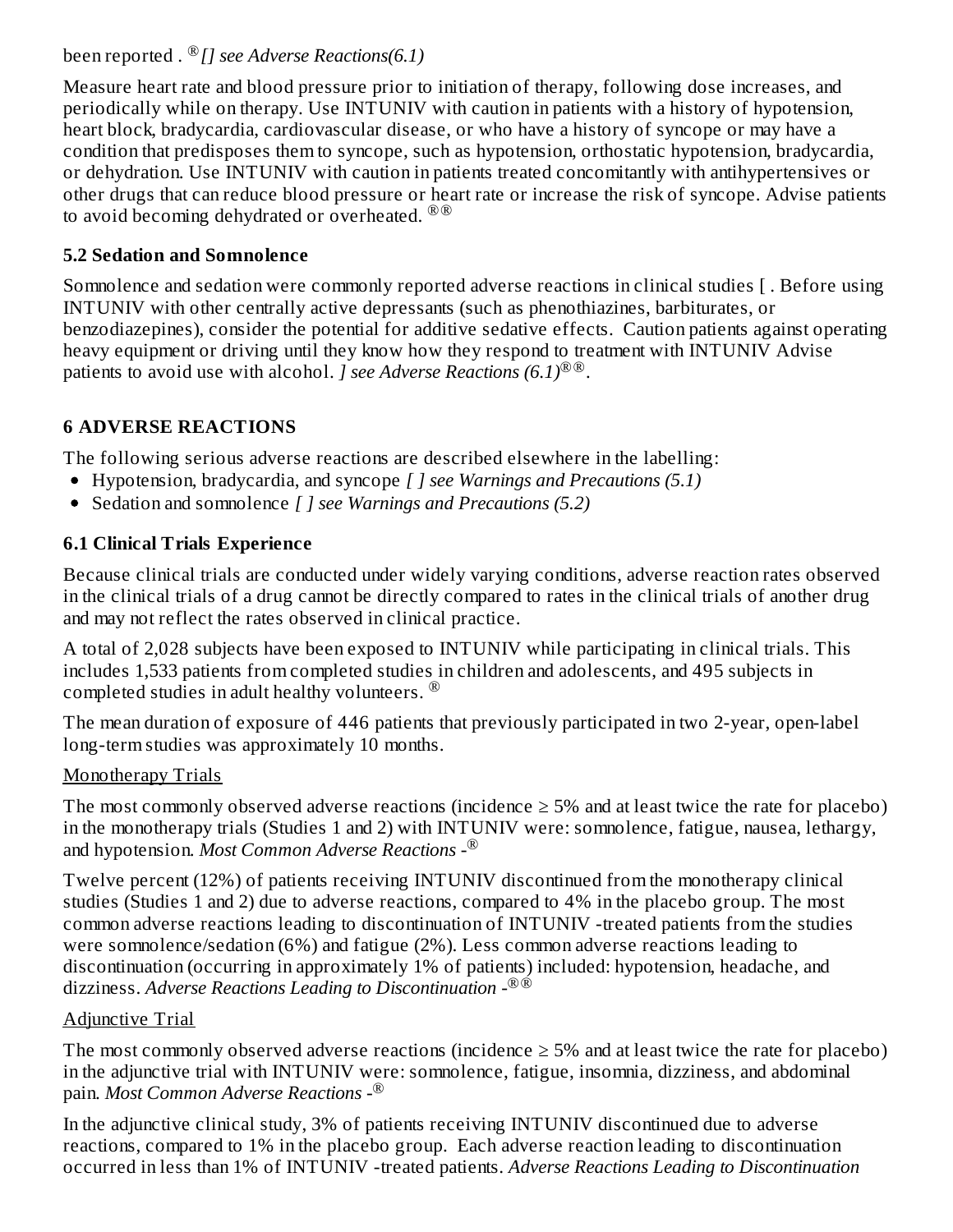been reported . ® *[] see Adverse Reactions(6.1)*

Measure heart rate and blood pressure prior to initiation of therapy, following dose increases, and periodically while on therapy. Use INTUNIV with caution in patients with a history of hypotension, heart block, bradycardia, cardiovascular disease, or who have a history of syncope or may have a condition that predisposes them to syncope, such as hypotension, orthostatic hypotension, bradycardia, or dehydration. Use INTUNIV with caution in patients treated concomitantly with antihypertensives or other drugs that can reduce blood pressure or heart rate or increase the risk of syncope. Advise patients to avoid becoming dehydrated or overheated. ®®

### 5.2 Sedation and Somnolence

Somnolence and sedation were commonly reported adverse reactions in clinical studies [ . Before using INTUNIV with other centrally active depressants (such as phenothiazines, barbiturates, or benzodiazepines), consider the potential for additive sedative effects. Caution patients against operating heavy equipment or driving until they know how they respond to treatment with INTUNIV Advise patients to avoid use with alcohol. *] see Adverse Reactions (6.1)*®®.

## 6 ADVERSE REACTIONS

The following serious adverse reactions are described elsewhere in the labelling:

- Hypotension, bradycardia, and syncope *[ ] see Warnings and Precautions (5.1)*
- Sedation and somnolence *[ ] see Warnings and Precautions (5.2)*

### 6.1 Clinical Trials Experience

Because clinical trials are conducted under widely varying conditions, adverse reaction rates observed in the clinical trials of a drug cannot be directly compared to rates in the clinical trials of another drug and may not reflect the rates observed in clinical practice.

A total of 2,028 subjects have been exposed to INTUNIV while participating in clinical trials. This includes 1,533 patients from completed studies in children and adolescents, and 495 subjects in completed studies in adult healthy volunteers. ®

The mean duration of exposure of 446 patients that previously participated in two 2-year, open-label long-term studies was approximately 10 months.

Monotherapy Trials

The most commonly observed adverse reactions (incidence ≥ 5% and at least twice the rate for placebo) in the monotherapy trials (Studies 1 and 2) with INTUNIV were: somnolence, fatigue, nausea, lethargy, and hypotension. *Most Common Adverse Reactions -*®

Twelve percent (12%) of patients receiving INTUNIV discontinued from the monotherapy clinical studies (Studies 1 and 2) due to adverse reactions, compared to 4% in the placebo group. The most common adverse reactions leading to discontinuation of INTUNIV -treated patients from the studies were somnolence/sedation (6%) and fatigue (2%). Less common adverse reactions leading to discontinuation (occurring in approximately 1% of patients) included: hypotension, headache, and dizziness. *Adverse Reactions Leading to Discontinuation -*®®

Adjunctive Trial

The most commonly observed adverse reactions (incidence ≥ 5% and at least twice the rate for placebo) in the adjunctive trial with INTUNIV were: somnolence, fatigue, insomnia, dizziness, and abdominal pain. *Most Common Adverse Reactions -*®

In the adjunctive clinical study, 3% of patients receiving INTUNIV discontinued due to adverse reactions, compared to 1% in the placebo group. Each adverse reaction leading to discontinuation occurred in less than 1% of INTUNIV -treated patients. *Adverse Reactions Leading to Discontinuation*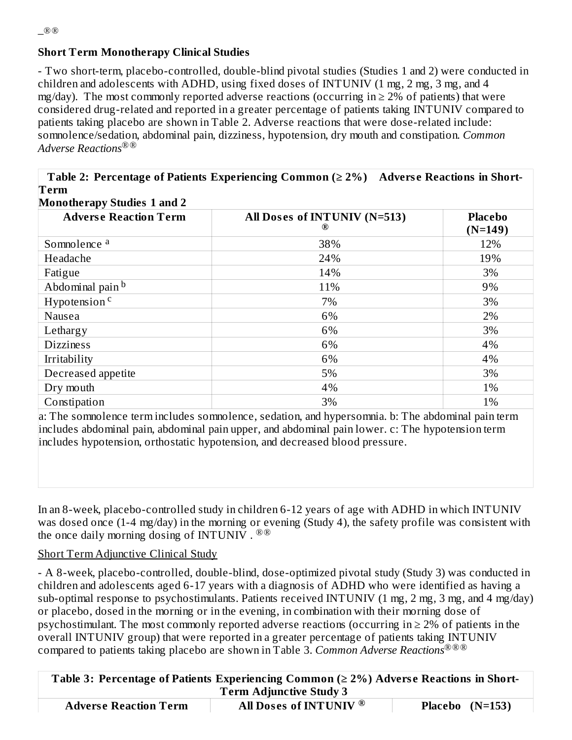_®®

**Short Term Monotherapy Clinical Studies**

- Two short-term, placebo-controlled, double-blind pivotal studies (Studies 1 and 2) were conducted in children and adolescents with ADHD, using fixed doses of INTUNIV (1 mg, 2 mg, 3 mg, and 4 mg/day). The most commonly reported adverse reactions (occurring in ≥ 2% of patients) that were considered drug-related and reported in a greater percentage of patients taking INTUNIV compared to patients taking placebo are shown in Table 2. Adverse reactions that were dose-related include: somnolence/sedation, abdominal pain, dizziness, hypotension, dry mouth and constipation. *Common Adverse Reactions*®®

**Table 2: Percentage of Patients Experiencing Common (≥ 2%) Adverse Reactions in Short-Term Monotherapy Studies 1 and 2**

| Adverse Reaction Term | All Doses of INTUNIV (N=513) ® | Placebo (N=149) |
|---|---|---|
| Somnolence [a] | 38% | 12% |
| Headache | 24% | 19% |
| Fatigue | 14% | 3% |
| Abdominal pain [b] | 11% | 9% |
| Hypotension [c] | 7% | 3% |
| Nausea | 6% | 2% |
| Lethargy | 6% | 3% |
| Dizziness | 6% | 4% |
| Irritability | 6% | 4% |
| Decreased appetite | 5% | 3% |
| Dry mouth | 4% | 1% |
| Constipation | 3% | 1% |

a: The somnolence term includes somnolence, sedation, and hypersomnia. b: The abdominal pain term includes abdominal pain, abdominal pain upper, and abdominal pain lower. c: The hypotension term includes hypotension, orthostatic hypotension, and decreased blood pressure.

In an 8-week, placebo-controlled study in children 6-12 years of age with ADHD in which INTUNIV was dosed once (1-4 mg/day) in the morning or evening (Study 4), the safety profile was consistent with the once daily morning dosing of INTUNIV . ®®

Short Term Adjunctive Clinical Study

- A 8-week, placebo-controlled, double-blind, dose-optimized pivotal study (Study 3) was conducted in children and adolescents aged 6-17 years with a diagnosis of ADHD who were identified as having a sub-optimal response to psychostimulants. Patients received INTUNIV (1 mg, 2 mg, 3 mg, and 4 mg/day) or placebo, dosed in the morning or in the evening, in combination with their morning dose of psychostimulant. The most commonly reported adverse reactions (occurring in ≥ 2% of patients in the overall INTUNIV group) that were reported in a greater percentage of patients taking INTUNIV compared to patients taking placebo are shown in Table 3. *Common Adverse Reactions*®®®

**Table 3: Percentage of Patients Experiencing Common (≥ 2%) Adverse Reactions in Short-Term Adjunctive Study 3**

| Adverse Reaction Term | All Doses of INTUNIV ® | Placebo (N=153) |
|---|---|---|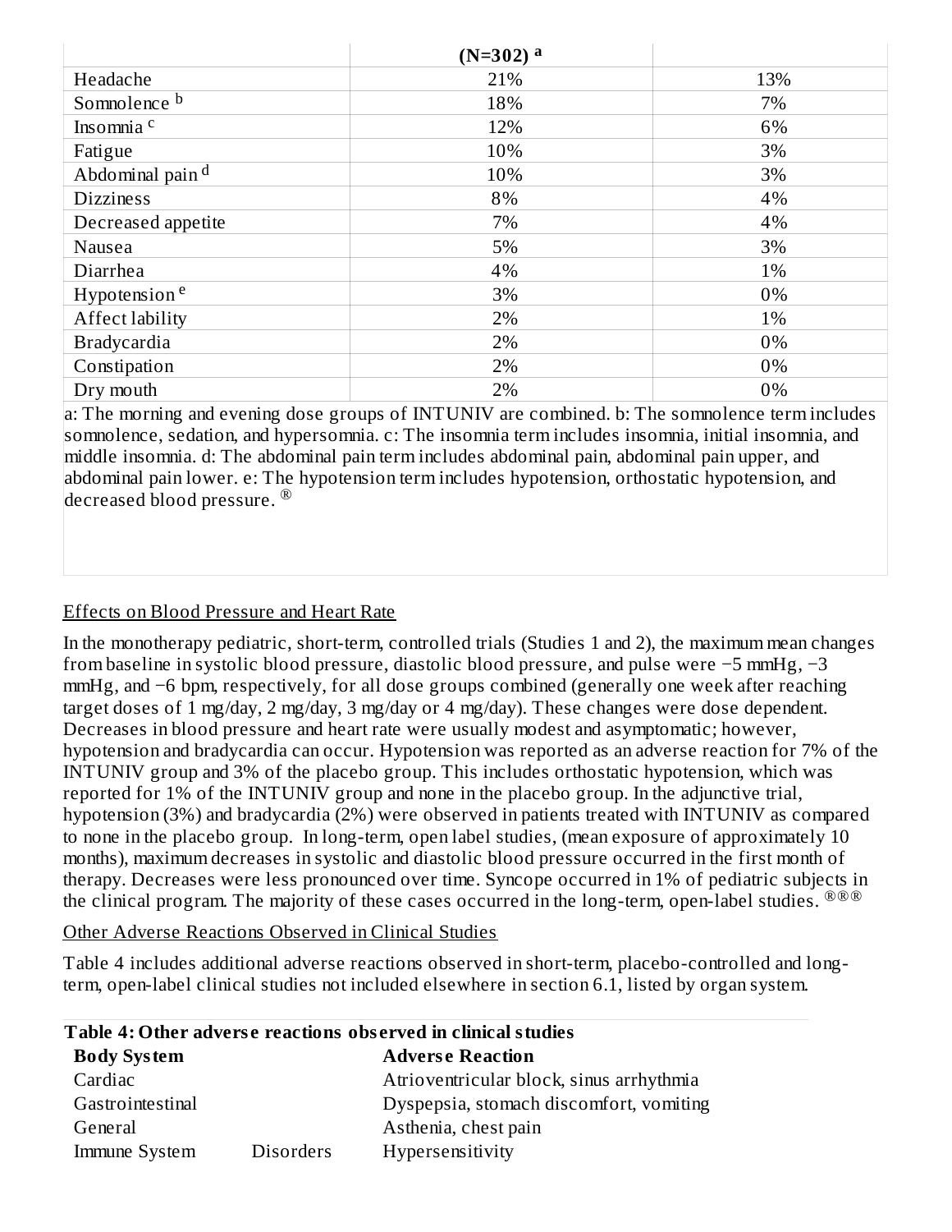| | (N=302) [a] | |
|---|---|---|
| Headache | 21% | 13% |
| Somnolence [b] | 18% | 7% |
| Insomnia [c] | 12% | 6% |
| Fatigue | 10% | 3% |
| Abdominal pain [d] | 10% | 3% |
| Dizziness | 8% | 4% |
| Decreased appetite | 7% | 4% |
| Nausea | 5% | 3% |
| Diarrhea | 4% | 1% |
| Hypotension [e] | 3% | 0% |
| Affect lability | 2% | 1% |
| Bradycardia | 2% | 0% |
| Constipation | 2% | 0% |
| Dry mouth | 2% | 0% |

a: The morning and evening dose groups of INTUNIV are combined. b: The somnolence term includes somnolence, sedation, and hypersomnia. c: The insomnia term includes insomnia, initial insomnia, and middle insomnia. d: The abdominal pain term includes abdominal pain, abdominal pain upper, and abdominal pain lower. e: The hypotension term includes hypotension, orthostatic hypotension, and decreased blood pressure. ®

Effects on Blood Pressure and Heart Rate

In the monotherapy pediatric, short-term, controlled trials (Studies 1 and 2), the maximum mean changes from baseline in systolic blood pressure, diastolic blood pressure, and pulse were −5 mmHg, −3 mmHg, and −6 bpm, respectively, for all dose groups combined (generally one week after reaching target doses of 1 mg/day, 2 mg/day, 3 mg/day or 4 mg/day). These changes were dose dependent. Decreases in blood pressure and heart rate were usually modest and asymptomatic; however, hypotension and bradycardia can occur. Hypotension was reported as an adverse reaction for 7% of the INTUNIV group and 3% of the placebo group. This includes orthostatic hypotension, which was reported for 1% of the INTUNIV group and none in the placebo group. In the adjunctive trial, hypotension (3%) and bradycardia (2%) were observed in patients treated with INTUNIV as compared to none in the placebo group. In long-term, open label studies, (mean exposure of approximately 10 months), maximum decreases in systolic and diastolic blood pressure occurred in the first month of therapy. Decreases were less pronounced over time. Syncope occurred in 1% of pediatric subjects in the clinical program. The majority of these cases occurred in the long-term, open-label studies. ®®®

Other Adverse Reactions Observed in Clinical Studies

Table 4 includes additional adverse reactions observed in short-term, placebo-controlled and long-term, open-label clinical studies not included elsewhere in section 6.1, listed by organ system.

**Table 4: Other adverse reactions observed in clinical studies**

| Body System | Adverse Reaction |
|---|---|
| Cardiac | Atrioventricular block, sinus arrhythmia |
| Gastrointestinal | Dyspepsia, stomach discomfort, vomiting |
| General | Asthenia, chest pain |
| Immune System Disorders | Hypersensitivity |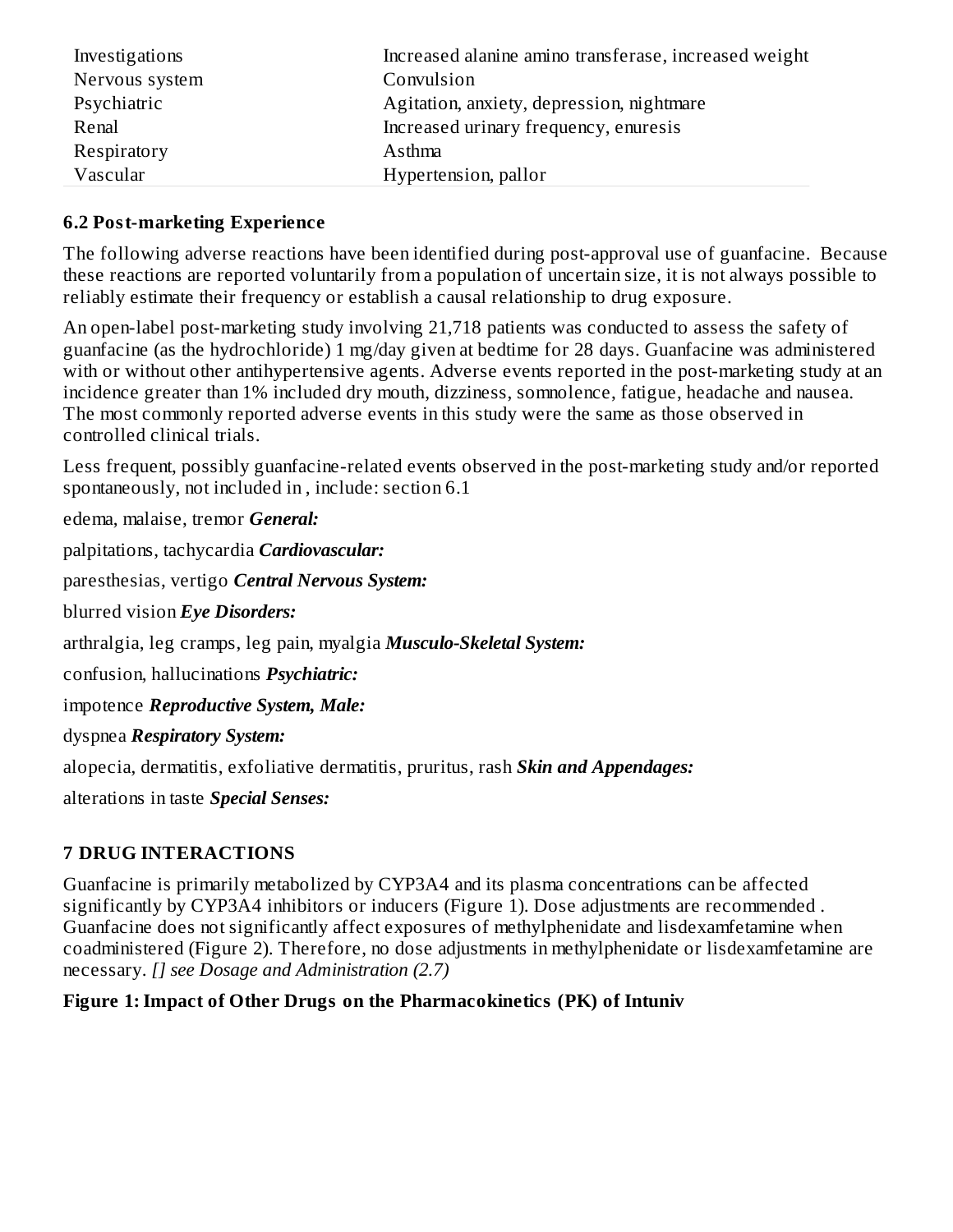| | |
|---|---|
| Investigations | Increased alanine amino transferase, increased weight |
| Nervous system | Convulsion |
| Psychiatric | Agitation, anxiety, depression, nightmare |
| Renal | Increased urinary frequency, enuresis |
| Respiratory | Asthma |
| Vascular | Hypertension, pallor |

### 6.2 Post-marketing Experience

The following adverse reactions have been identified during post-approval use of guanfacine. Because these reactions are reported voluntarily from a population of uncertain size, it is not always possible to reliably estimate their frequency or establish a causal relationship to drug exposure.

An open-label post-marketing study involving 21,718 patients was conducted to assess the safety of guanfacine (as the hydrochloride) 1 mg/day given at bedtime for 28 days. Guanfacine was administered with or without other antihypertensive agents. Adverse events reported in the post-marketing study at an incidence greater than 1% included dry mouth, dizziness, somnolence, fatigue, headache and nausea. The most commonly reported adverse events in this study were the same as those observed in controlled clinical trials.

Less frequent, possibly guanfacine-related events observed in the post-marketing study and/or reported spontaneously, not included in , include: section 6.1

edema, malaise, tremor ***General:***

palpitations, tachycardia ***Cardiovascular:***

paresthesias, vertigo ***Central Nervous System:***

blurred vision ***Eye Disorders:***

arthralgia, leg cramps, leg pain, myalgia ***Musculo-Skeletal System:***

confusion, hallucinations ***Psychiatric:***

impotence ***Reproductive System, Male:***

dyspnea ***Respiratory System:***

alopecia, dermatitis, exfoliative dermatitis, pruritus, rash ***Skin and Appendages:***

alterations in taste ***Special Senses:***

## 7 DRUG INTERACTIONS

Guanfacine is primarily metabolized by CYP3A4 and its plasma concentrations can be affected significantly by CYP3A4 inhibitors or inducers (Figure 1). Dose adjustments are recommended . Guanfacine does not significantly affect exposures of methylphenidate and lisdexamfetamine when coadministered (Figure 2). Therefore, no dose adjustments in methylphenidate or lisdexamfetamine are necessary. *[] see Dosage and Administration (2.7)*

**Figure 1: Impact of Other Drugs on the Pharmacokinetics (PK) of Intuniv**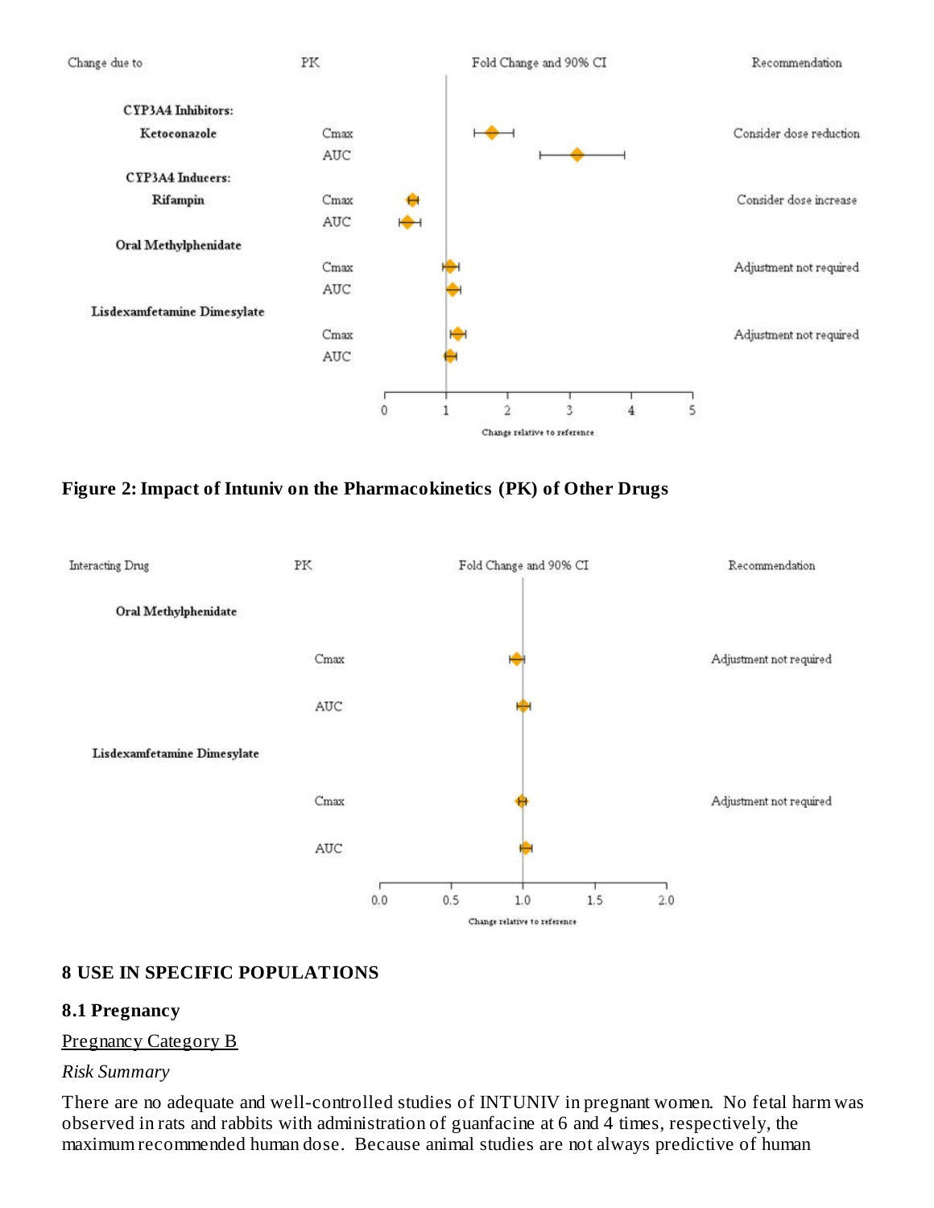Change due to

PK

Fold Change and 90% CI

Recommendation

**CYP3A4 Inhibitors:**

**Ketoconazole**

Cmax

AUC

Consider dose reduction

**CYP3A4 Inducers:**

**Rifampin**

Cmax

AUC

Consider dose increase

**Oral Methylphenidate**

Cmax

AUC

Adjustment not required

**Lisdexamfetamine Dimesylate**

Cmax

AUC

Adjustment not required

0 1 2 3 4 5

Change relative to reference

**Figure 2: Impact of Intuniv on the Pharmacokinetics (PK) of Other Drugs**

Interacting Drug

PK

Fold Change and 90% CI

Recommendation

**Oral Methylphenidate**

Cmax

AUC

Adjustment not required

**Lisdexamfetamine Dimesylate**

Cmax

AUC

Adjustment not required

0.0 0.5 1.0 1.5 2.0

Change relative to reference

## 8 USE IN SPECIFIC POPULATIONS

### 8.1 Pregnancy

Pregnancy Category B

*Risk Summary*

There are no adequate and well-controlled studies of INTUNIV in pregnant women. No fetal harm was observed in rats and rabbits with administration of guanfacine at 6 and 4 times, respectively, the maximum recommended human dose. Because animal studies are not always predictive of human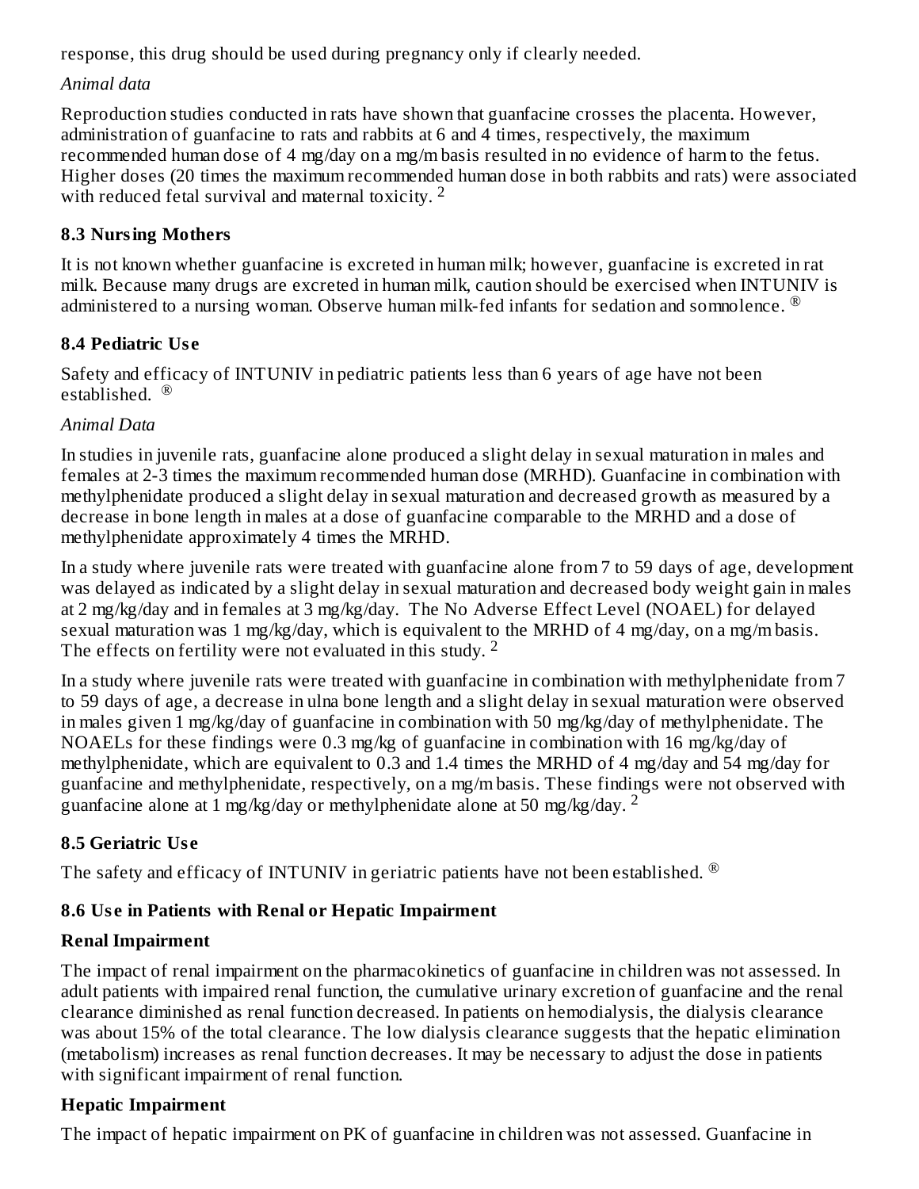response, this drug should be used during pregnancy only if clearly needed.

*Animal data*

Reproduction studies conducted in rats have shown that guanfacine crosses the placenta. However, administration of guanfacine to rats and rabbits at 6 and 4 times, respectively, the maximum recommended human dose of 4 mg/day on a mg/m basis resulted in no evidence of harm to the fetus. Higher doses (20 times the maximum recommended human dose in both rabbits and rats) were associated with reduced fetal survival and maternal toxicity. [2]

### 8.3 Nursing Mothers

It is not known whether guanfacine is excreted in human milk; however, guanfacine is excreted in rat milk. Because many drugs are excreted in human milk, caution should be exercised when INTUNIV is administered to a nursing woman. Observe human milk-fed infants for sedation and somnolence. ®

### 8.4 Pediatric Use

Safety and efficacy of INTUNIV in pediatric patients less than 6 years of age have not been established. ®

*Animal Data*

In studies in juvenile rats, guanfacine alone produced a slight delay in sexual maturation in males and females at 2-3 times the maximum recommended human dose (MRHD). Guanfacine in combination with methylphenidate produced a slight delay in sexual maturation and decreased growth as measured by a decrease in bone length in males at a dose of guanfacine comparable to the MRHD and a dose of methylphenidate approximately 4 times the MRHD.

In a study where juvenile rats were treated with guanfacine alone from 7 to 59 days of age, development was delayed as indicated by a slight delay in sexual maturation and decreased body weight gain in males at 2 mg/kg/day and in females at 3 mg/kg/day. The No Adverse Effect Level (NOAEL) for delayed sexual maturation was 1 mg/kg/day, which is equivalent to the MRHD of 4 mg/day, on a mg/m basis. The effects on fertility were not evaluated in this study. [2]

In a study where juvenile rats were treated with guanfacine in combination with methylphenidate from 7 to 59 days of age, a decrease in ulna bone length and a slight delay in sexual maturation were observed in males given 1 mg/kg/day of guanfacine in combination with 50 mg/kg/day of methylphenidate. The NOAELs for these findings were 0.3 mg/kg of guanfacine in combination with 16 mg/kg/day of methylphenidate, which are equivalent to 0.3 and 1.4 times the MRHD of 4 mg/day and 54 mg/day for guanfacine and methylphenidate, respectively, on a mg/m basis. These findings were not observed with guanfacine alone at 1 mg/kg/day or methylphenidate alone at 50 mg/kg/day. [2]

### 8.5 Geriatric Use

The safety and efficacy of INTUNIV in geriatric patients have not been established. ®

### 8.6 Use in Patients with Renal or Hepatic Impairment

**Renal Impairment**

The impact of renal impairment on the pharmacokinetics of guanfacine in children was not assessed. In adult patients with impaired renal function, the cumulative urinary excretion of guanfacine and the renal clearance diminished as renal function decreased. In patients on hemodialysis, the dialysis clearance was about 15% of the total clearance. The low dialysis clearance suggests that the hepatic elimination (metabolism) increases as renal function decreases. It may be necessary to adjust the dose in patients with significant impairment of renal function.

**Hepatic Impairment**

The impact of hepatic impairment on PK of guanfacine in children was not assessed. Guanfacine in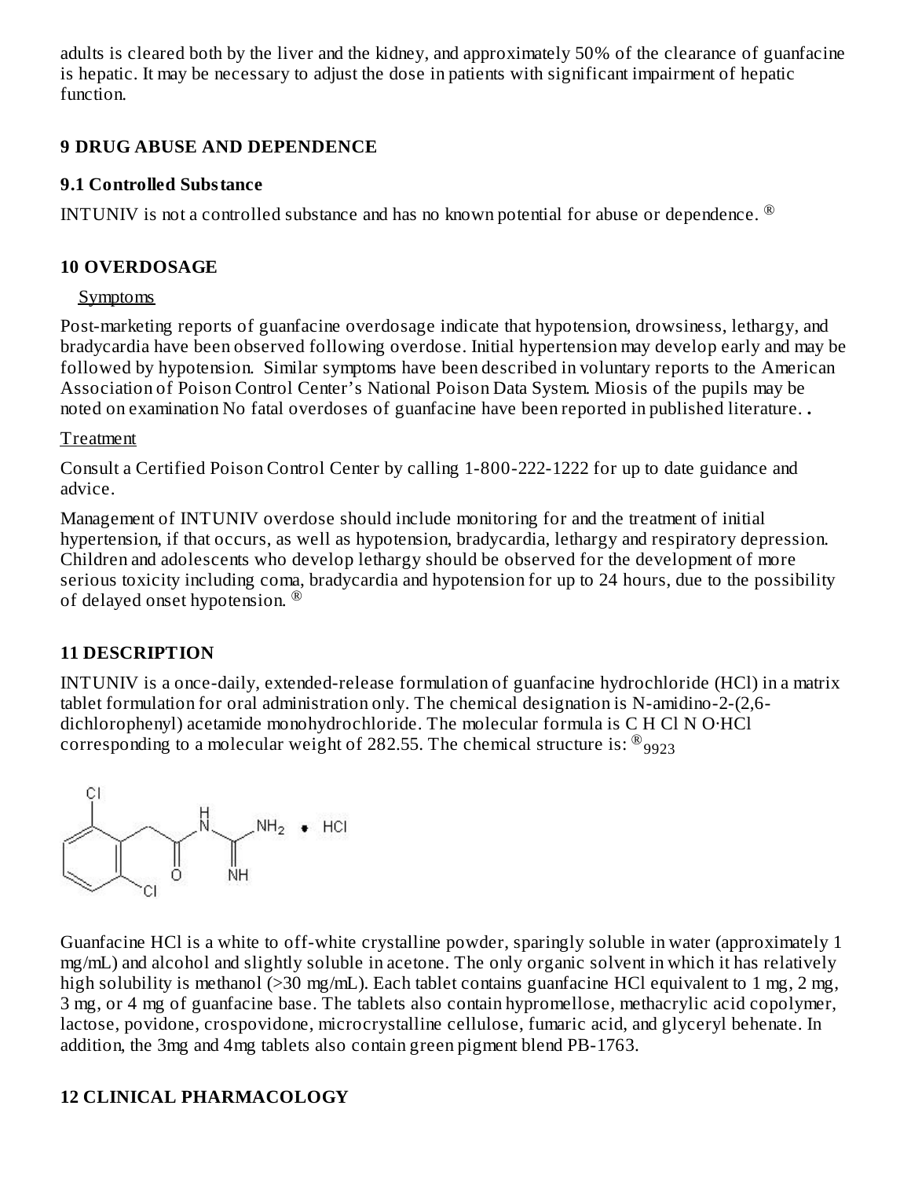adults is cleared both by the liver and the kidney, and approximately 50% of the clearance of guanfacine is hepatic. It may be necessary to adjust the dose in patients with significant impairment of hepatic function.

## 9 DRUG ABUSE AND DEPENDENCE

### 9.1 Controlled Substance

INTUNIV is not a controlled substance and has no known potential for abuse or dependence. ®

## 10 OVERDOSAGE

Symptoms

Post-marketing reports of guanfacine overdosage indicate that hypotension, drowsiness, lethargy, and bradycardia have been observed following overdose. Initial hypertension may develop early and may be followed by hypotension. Similar symptoms have been described in voluntary reports to the American Association of Poison Control Center's National Poison Data System. Miosis of the pupils may be noted on examination No fatal overdoses of guanfacine have been reported in published literature. .

Treatment

Consult a Certified Poison Control Center by calling 1-800-222-1222 for up to date guidance and advice.

Management of INTUNIV overdose should include monitoring for and the treatment of initial hypertension, if that occurs, as well as hypotension, bradycardia, lethargy and respiratory depression. Children and adolescents who develop lethargy should be observed for the development of more serious toxicity including coma, bradycardia and hypotension for up to 24 hours, due to the possibility of delayed onset hypotension. ®

## 11 DESCRIPTION

INTUNIV is a once-daily, extended-release formulation of guanfacine hydrochloride (HCl) in a matrix tablet formulation for oral administration only. The chemical designation is N-amidino-2-(2,6-dichlorophenyl) acetamide monohydrochloride. The molecular formula is $C_9H_9Cl_2N_3O \cdot HCl$ corresponding to a molecular weight of 282.55. The chemical structure is: ®

Guanfacine HCl is a white to off-white crystalline powder, sparingly soluble in water (approximately 1 mg/mL) and alcohol and slightly soluble in acetone. The only organic solvent in which it has relatively high solubility is methanol (>30 mg/mL). Each tablet contains guanfacine HCl equivalent to 1 mg, 2 mg, 3 mg, or 4 mg of guanfacine base. The tablets also contain hypromellose, methacrylic acid copolymer, lactose, povidone, crospovidone, microcrystalline cellulose, fumaric acid, and glyceryl behenate. In addition, the 3mg and 4mg tablets also contain green pigment blend PB-1763.

## 12 CLINICAL PHARMACOLOGY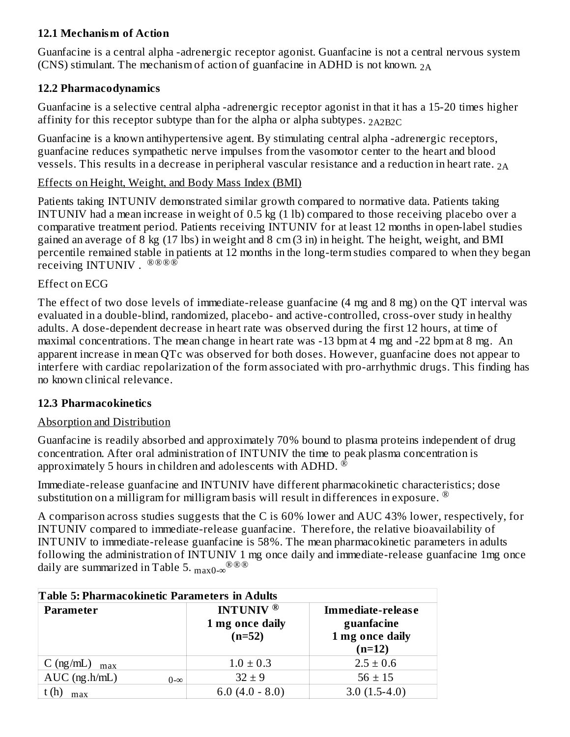### 12.1 Mechanism of Action

Guanfacine is a central alpha -adrenergic receptor agonist. Guanfacine is not a central nervous system (CNS) stimulant. The mechanism of action of guanfacine in ADHD is not known. $_{2A}$

### 12.2 Pharmacodynamics

Guanfacine is a selective central alpha -adrenergic receptor agonist in that it has a 15-20 times higher affinity for this receptor subtype than for the alpha or alpha subtypes. $_{2A2B2C}$

Guanfacine is a known antihypertensive agent. By stimulating central alpha -adrenergic receptors, guanfacine reduces sympathetic nerve impulses from the vasomotor center to the heart and blood vessels. This results in a decrease in peripheral vascular resistance and a reduction in heart rate. $_{2A}$

Effects on Height, Weight, and Body Mass Index (BMI)

Patients taking INTUNIV demonstrated similar growth compared to normative data. Patients taking INTUNIV had a mean increase in weight of 0.5 kg (1 lb) compared to those receiving placebo over a comparative treatment period. Patients receiving INTUNIV for at least 12 months in open-label studies gained an average of 8 kg (17 lbs) in weight and 8 cm (3 in) in height. The height, weight, and BMI percentile remained stable in patients at 12 months in the long-term studies compared to when they began receiving INTUNIV . ®®®®

Effect on ECG

The effect of two dose levels of immediate-release guanfacine (4 mg and 8 mg) on the QT interval was evaluated in a double-blind, randomized, placebo- and active-controlled, cross-over study in healthy adults. A dose-dependent decrease in heart rate was observed during the first 12 hours, at time of maximal concentrations. The mean change in heart rate was -13 bpm at 4 mg and -22 bpm at 8 mg. An apparent increase in mean QTc was observed for both doses. However, guanfacine does not appear to interfere with cardiac repolarization of the form associated with pro-arrhythmic drugs. This finding has no known clinical relevance.

### 12.3 Pharmacokinetics

Absorption and Distribution

Guanfacine is readily absorbed and approximately 70% bound to plasma proteins independent of drug concentration. After oral administration of INTUNIV the time to peak plasma concentration is approximately 5 hours in children and adolescents with ADHD. ®

Immediate-release guanfacine and INTUNIV have different pharmacokinetic characteristics; dose substitution on a milligram for milligram basis will result in differences in exposure. ®

A comparison across studies suggests that the C is 60% lower and AUC 43% lower, respectively, for INTUNIV compared to immediate-release guanfacine. Therefore, the relative bioavailability of INTUNIV to immediate-release guanfacine is 58%. The mean pharmacokinetic parameters in adults following the administration of INTUNIV 1 mg once daily and immediate-release guanfacine 1mg once daily are summarized in Table 5. $_{max0-\infty}$ ®®®

**Table 5: Pharmacokinetic Parameters in Adults**

| Parameter | INTUNIV ® 1 mg once daily (n=52) | Immediate-release guanfacine 1 mg once daily (n=12) |
|---|---|---|
| $C_{max}$ (ng/mL) | 1.0 ± 0.3 | 2.5 ± 0.6 |
| $AUC_{0-\infty}$ (ng.h/mL) | 32 ± 9 | 56 ± 15 |
| $t_{max}$ (h) | 6.0 (4.0 - 8.0) | 3.0 (1.5-4.0) |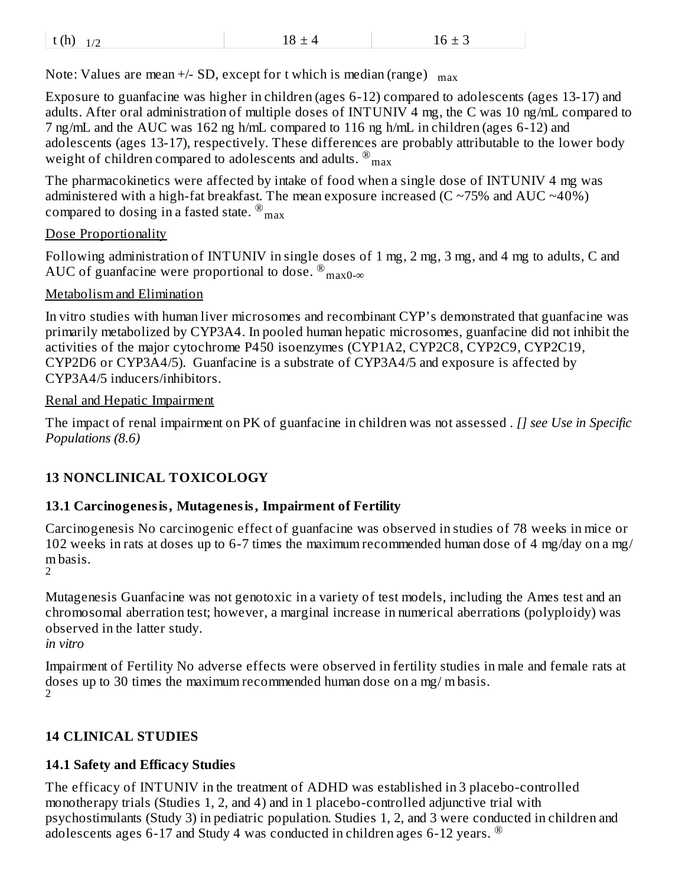| $t_{1/2}$ (h) | $18 \pm 4$ | $16 \pm 3$ |
| --- | --- | --- |

Note: Values are mean +/- SD, except for $t_{max}$ which is median (range)

Exposure to guanfacine was higher in children (ages 6-12) compared to adolescents (ages 13-17) and adults. After oral administration of multiple doses of INTUNIV® 4 mg, the $C_{max}$ was 10 ng/mL compared to 7 ng/mL and the AUC was 162 ng h/mL compared to 116 ng h/mL in children (ages 6-12) and adolescents (ages 13-17), respectively. These differences are probably attributable to the lower body weight of children compared to adolescents and adults.

The pharmacokinetics were affected by intake of food when a single dose of INTUNIV® 4 mg was administered with a high-fat breakfast. The mean exposure increased ($C_{max}$ ~75% and AUC ~40%) compared to dosing in a fasted state.

Dose Proportionality

Following administration of INTUNIV® in single doses of 1 mg, 2 mg, 3 mg, and 4 mg to adults, $C_{max}$ and $AUC_{0-\infty}$ of guanfacine were proportional to dose.

Metabolism and Elimination

In vitro studies with human liver microsomes and recombinant CYP's demonstrated that guanfacine was primarily metabolized by CYP3A4. In pooled human hepatic microsomes, guanfacine did not inhibit the activities of the major cytochrome P450 isoenzymes (CYP1A2, CYP2C8, CYP2C9, CYP2C19, CYP2D6 or CYP3A4/5). Guanfacine is a substrate of CYP3A4/5 and exposure is affected by CYP3A4/5 inducers/inhibitors.

Renal and Hepatic Impairment

The impact of renal impairment on PK of guanfacine in children was not assessed . *[] see Use in Specific Populations (8.6)*

## 13 NONCLINICAL TOXICOLOGY

### 13.1 Carcinogenesis, Mutagenesis, Impairment of Fertility

Carcinogenesis No carcinogenic effect of guanfacine was observed in studies of 78 weeks in mice or 102 weeks in rats at doses up to 6-7 times the maximum recommended human dose of 4 mg/day on a mg/$m^2$ basis.

Mutagenesis Guanfacine was not genotoxic in a variety of test models, including the Ames test and an *in vitro* chromosomal aberration test; however, a marginal increase in numerical aberrations (polyploidy) was observed in the latter study.

Impairment of Fertility No adverse effects were observed in fertility studies in male and female rats at doses up to 30 times the maximum recommended human dose on a mg/$m^2$ basis.

## 14 CLINICAL STUDIES

### 14.1 Safety and Efficacy Studies

The efficacy of INTUNIV® in the treatment of ADHD was established in 3 placebo-controlled monotherapy trials (Studies 1, 2, and 4) and in 1 placebo-controlled adjunctive trial with psychostimulants (Study 3) in pediatric population. Studies 1, 2, and 3 were conducted in children and adolescents ages 6-17 and Study 4 was conducted in children ages 6-12 years.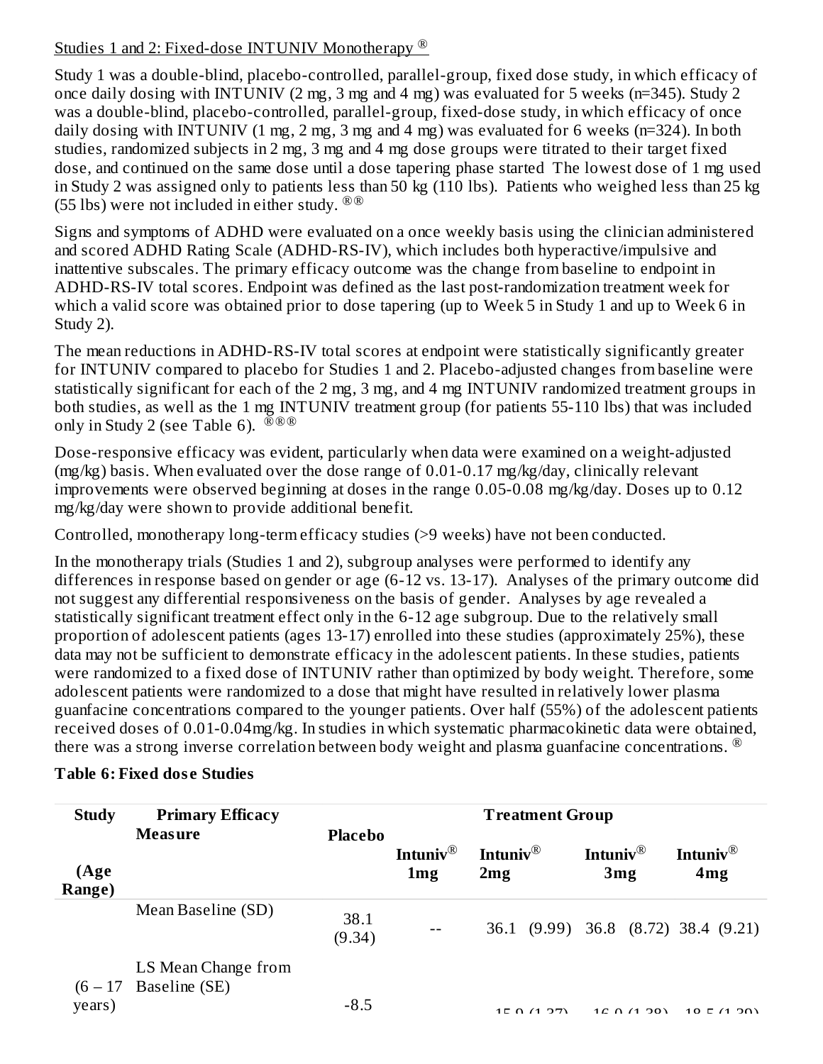Studies 1 and 2: Fixed-dose INTUNIV Monotherapy ®

Study 1 was a double-blind, placebo-controlled, parallel-group, fixed dose study, in which efficacy of once daily dosing with INTUNIV (2 mg, 3 mg and 4 mg) was evaluated for 5 weeks (n=345). Study 2 was a double-blind, placebo-controlled, parallel-group, fixed-dose study, in which efficacy of once daily dosing with INTUNIV (1 mg, 2 mg, 3 mg and 4 mg) was evaluated for 6 weeks (n=324). In both studies, randomized subjects in 2 mg, 3 mg and 4 mg dose groups were titrated to their target fixed dose, and continued on the same dose until a dose tapering phase started The lowest dose of 1 mg used in Study 2 was assigned only to patients less than 50 kg (110 lbs). Patients who weighed less than 25 kg (55 lbs) were not included in either study. ®®

Signs and symptoms of ADHD were evaluated on a once weekly basis using the clinician administered and scored ADHD Rating Scale (ADHD-RS-IV), which includes both hyperactive/impulsive and inattentive subscales. The primary efficacy outcome was the change from baseline to endpoint in ADHD-RS-IV total scores. Endpoint was defined as the last post-randomization treatment week for which a valid score was obtained prior to dose tapering (up to Week 5 in Study 1 and up to Week 6 in Study 2).

The mean reductions in ADHD-RS-IV total scores at endpoint were statistically significantly greater for INTUNIV compared to placebo for Studies 1 and 2. Placebo-adjusted changes from baseline were statistically significant for each of the 2 mg, 3 mg, and 4 mg INTUNIV randomized treatment groups in both studies, as well as the 1 mg INTUNIV treatment group (for patients 55-110 lbs) that was included only in Study 2 (see Table 6). ®®®

Dose-responsive efficacy was evident, particularly when data were examined on a weight-adjusted (mg/kg) basis. When evaluated over the dose range of 0.01-0.17 mg/kg/day, clinically relevant improvements were observed beginning at doses in the range 0.05-0.08 mg/kg/day. Doses up to 0.12 mg/kg/day were shown to provide additional benefit.

Controlled, monotherapy long-term efficacy studies (>9 weeks) have not been conducted.

In the monotherapy trials (Studies 1 and 2), subgroup analyses were performed to identify any differences in response based on gender or age (6-12 vs. 13-17). Analyses of the primary outcome did not suggest any differential responsiveness on the basis of gender. Analyses by age revealed a statistically significant treatment effect only in the 6-12 age subgroup. Due to the relatively small proportion of adolescent patients (ages 13-17) enrolled into these studies (approximately 25%), these data may not be sufficient to demonstrate efficacy in the adolescent patients. In these studies, patients were randomized to a fixed dose of INTUNIV rather than optimized by body weight. Therefore, some adolescent patients were randomized to a dose that might have resulted in relatively lower plasma guanfacine concentrations compared to the younger patients. Over half (55%) of the adolescent patients received doses of 0.01-0.04mg/kg. In studies in which systematic pharmacokinetic data were obtained, there was a strong inverse correlation between body weight and plasma guanfacine concentrations. ®

**Table 6: Fixed dose Studies**

| Study (Age Range) | Primary Efficacy Measure | Placebo | Treatment Group | | | |
|---|---|---|---|---|---|---|
| | | | Intuniv® 1mg | Intuniv® 2mg | Intuniv® 3mg | Intuniv® 4mg |
| | Mean Baseline (SD) | 38.1 (9.34) | -- | 36.1 (9.99) | 36.8 (8.72) | 38.4 (9.21) |
| (6 – 17 years) | LS Mean Change from Baseline (SE) | -8.5 | | -15.9 (1.37) | -16.0 (1.38) | -18.5 (1.39) |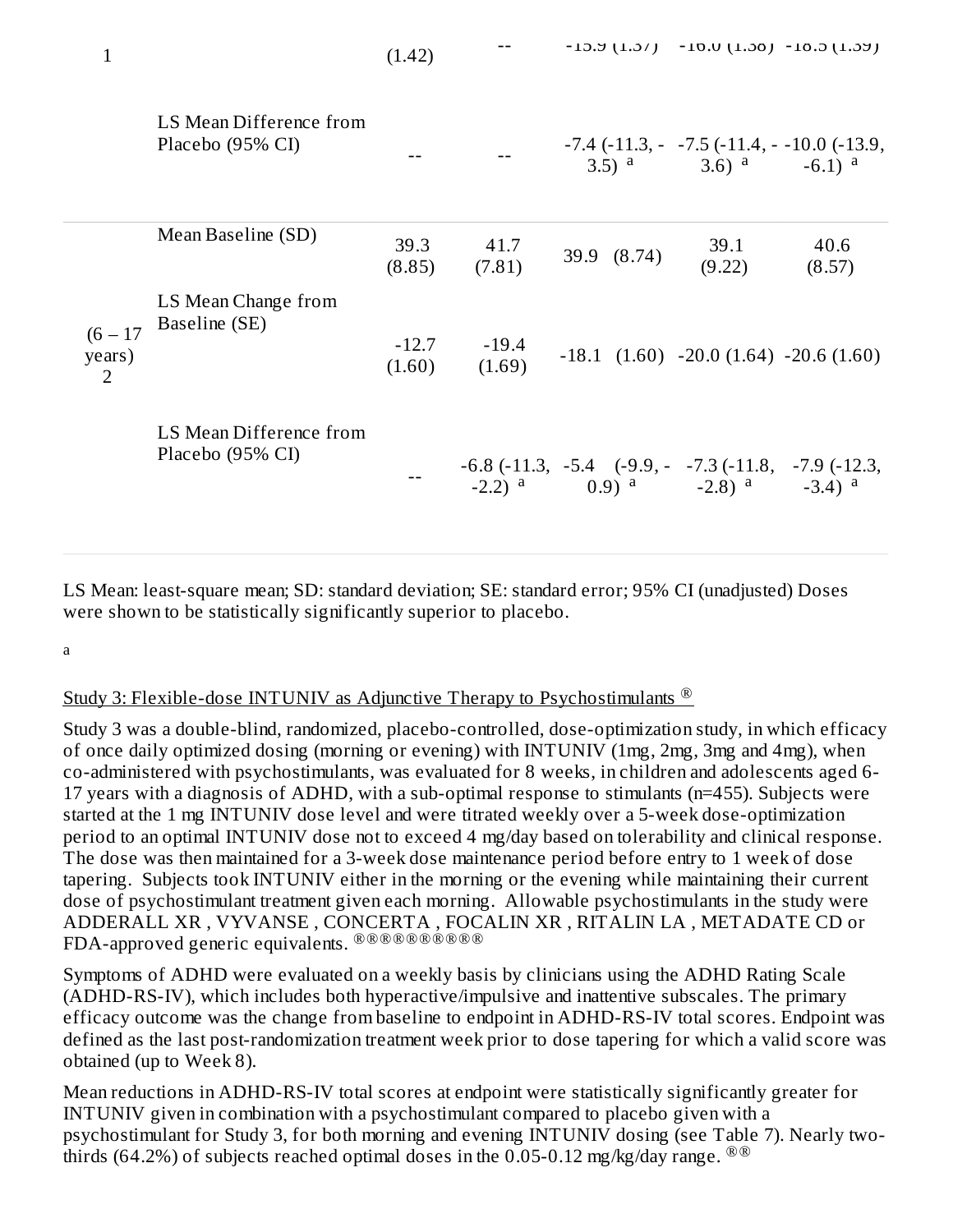| | | | | | | |
|---|---|---|---|---|---|---|
| 1 | | (1.42) | -- | -15.9 (1.37) | -16.0 (1.38) | -18.5 (1.39) |
| | LS Mean Difference from Placebo (95% CI) | -- | -- | -7.4 (-11.3, -3.5) [a] | -7.5 (-11.4, -3.6) [a] | -10.0 (-13.9, -6.1) [a] |
| (6 – 17 years) 2 | Mean Baseline (SD) | 39.3 (8.85) | 41.7 (7.81) | 39.9 (8.74) | 39.1 (9.22) | 40.6 (8.57) |
| | LS Mean Change from Baseline (SE) | -12.7 (1.60) | -19.4 (1.69) | -18.1 (1.60) | -20.0 (1.64) | -20.6 (1.60) |
| | LS Mean Difference from Placebo (95% CI) | -- | -6.8 (-11.3, -2.2) [a] | -5.4 (-9.9, -0.9) [a] | -7.3 (-11.8, -2.8) [a] | -7.9 (-12.3, -3.4) [a] |

LS Mean: least-square mean; SD: standard deviation; SE: standard error; 95% CI (unadjusted) Doses were shown to be statistically significantly superior to placebo.

a

Study 3: Flexible-dose INTUNIV as Adjunctive Therapy to Psychostimulants ®

Study 3 was a double-blind, randomized, placebo-controlled, dose-optimization study, in which efficacy of once daily optimized dosing (morning or evening) with INTUNIV (1mg, 2mg, 3mg and 4mg), when co-administered with psychostimulants, was evaluated for 8 weeks, in children and adolescents aged 6-17 years with a diagnosis of ADHD, with a sub-optimal response to stimulants (n=455). Subjects were started at the 1 mg INTUNIV dose level and were titrated weekly over a 5-week dose-optimization period to an optimal INTUNIV dose not to exceed 4 mg/day based on tolerability and clinical response. The dose was then maintained for a 3-week dose maintenance period before entry to 1 week of dose tapering. Subjects took INTUNIV either in the morning or the evening while maintaining their current dose of psychostimulant treatment given each morning. Allowable psychostimulants in the study were ADDERALL XR , VYVANSE , CONCERTA , FOCALIN XR , RITALIN LA , METADATE CD or FDA-approved generic equivalents. ®®®®®®®®®®

Symptoms of ADHD were evaluated on a weekly basis by clinicians using the ADHD Rating Scale (ADHD-RS-IV), which includes both hyperactive/impulsive and inattentive subscales. The primary efficacy outcome was the change from baseline to endpoint in ADHD-RS-IV total scores. Endpoint was defined as the last post-randomization treatment week prior to dose tapering for which a valid score was obtained (up to Week 8).

Mean reductions in ADHD-RS-IV total scores at endpoint were statistically significantly greater for INTUNIV given in combination with a psychostimulant compared to placebo given with a psychostimulant for Study 3, for both morning and evening INTUNIV dosing (see Table 7). Nearly two-thirds (64.2%) of subjects reached optimal doses in the 0.05-0.12 mg/kg/day range. ®®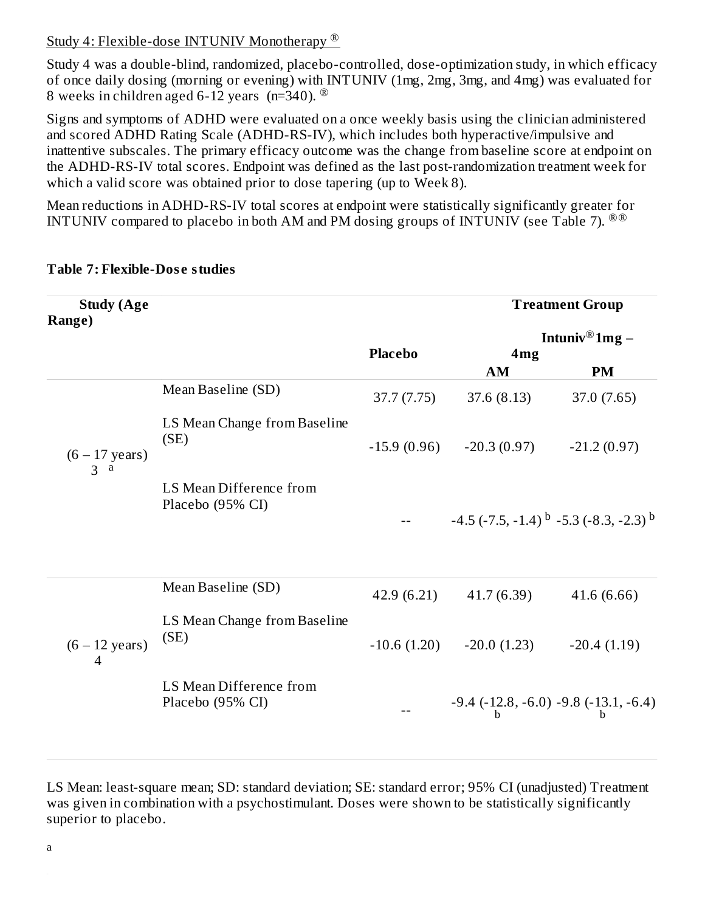Study 4: Flexible-dose INTUNIV Monotherapy ®

Study 4 was a double-blind, randomized, placebo-controlled, dose-optimization study, in which efficacy of once daily dosing (morning or evening) with INTUNIV (1mg, 2mg, 3mg, and 4mg) was evaluated for 8 weeks in children aged 6-12 years (n=340). ®

Signs and symptoms of ADHD were evaluated on a once weekly basis using the clinician administered and scored ADHD Rating Scale (ADHD-RS-IV), which includes both hyperactive/impulsive and inattentive subscales. The primary efficacy outcome was the change from baseline score at endpoint on the ADHD-RS-IV total scores. Endpoint was defined as the last post-randomization treatment week for which a valid score was obtained prior to dose tapering (up to Week 8).

Mean reductions in ADHD-RS-IV total scores at endpoint were statistically significantly greater for INTUNIV compared to placebo in both AM and PM dosing groups of INTUNIV (see Table 7). ®®

**Table 7: Flexible-Dose studies**

| Study (Age Range) | | Treatment Group | | |
|---|---|---|---|---|
| | | Placebo | Intuniv® 1mg – 4mg | |
| | | | AM | PM |
| (6 – 17 years) 3 [a] | Mean Baseline (SD) | 37.7 (7.75) | 37.6 (8.13) | 37.0 (7.65) |
| | LS Mean Change from Baseline (SE) | -15.9 (0.96) | -20.3 (0.97) | -21.2 (0.97) |
| | LS Mean Difference from Placebo (95% CI) | -- | -4.5 (-7.5, -1.4) [b] | -5.3 (-8.3, -2.3) [b] |
| (6 – 12 years) 4 | Mean Baseline (SD) | 42.9 (6.21) | 41.7 (6.39) | 41.6 (6.66) |
| | LS Mean Change from Baseline (SE) | -10.6 (1.20) | -20.0 (1.23) | -20.4 (1.19) |
| | LS Mean Difference from Placebo (95% CI) | -- | -9.4 (-12.8, -6.0) [b] | -9.8 (-13.1, -6.4) [b] |

LS Mean: least-square mean; SD: standard deviation; SE: standard error; 95% CI (unadjusted) Treatment was given in combination with a psychostimulant. Doses were shown to be statistically significantly superior to placebo.

a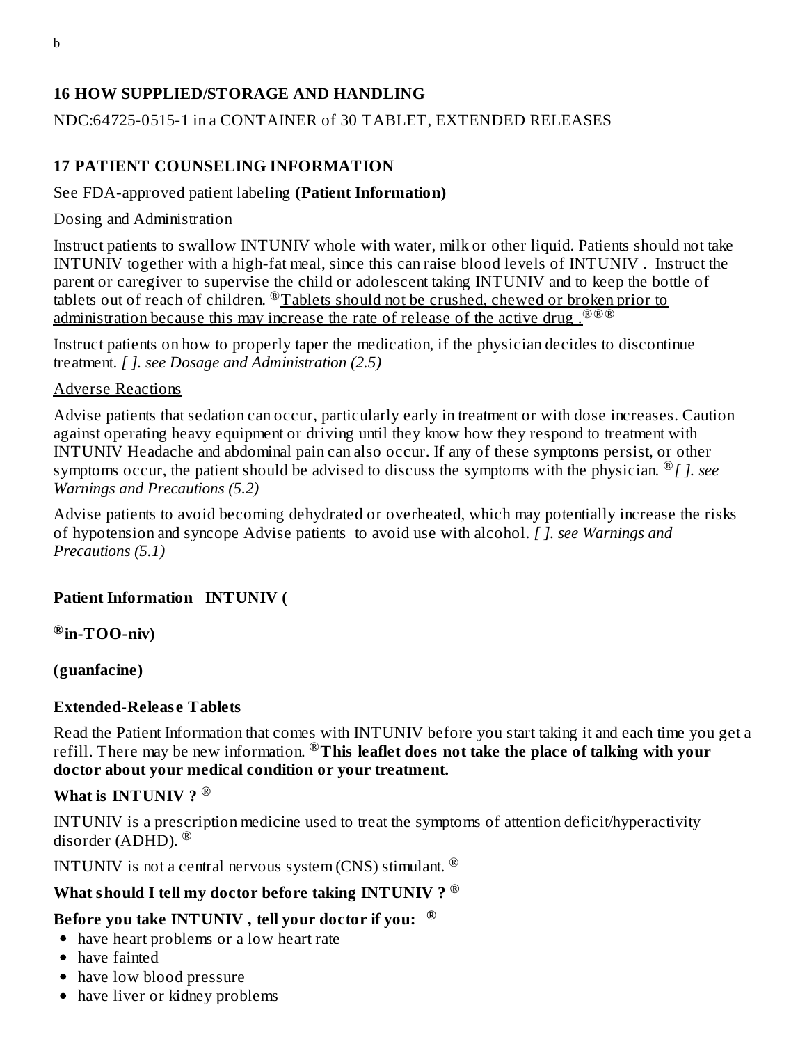b

## 16 HOW SUPPLIED/STORAGE AND HANDLING

NDC:64725-0515-1 in a CONTAINER of 30 TABLET, EXTENDED RELEASES

## 17 PATIENT COUNSELING INFORMATION

See FDA-approved patient labeling **(Patient Information)**

Dosing and Administration

Instruct patients to swallow INTUNIV whole with water, milk or other liquid. Patients should not take INTUNIV together with a high-fat meal, since this can raise blood levels of INTUNIV . Instruct the parent or caregiver to supervise the child or adolescent taking INTUNIV and to keep the bottle of tablets out of reach of children. ® Tablets should not be crushed, chewed or broken prior to administration because this may increase the rate of release of the active drug .®®®

Instruct patients on how to properly taper the medication, if the physician decides to discontinue treatment. *[ ]. see Dosage and Administration (2.5)*

Adverse Reactions

Advise patients that sedation can occur, particularly early in treatment or with dose increases. Caution against operating heavy equipment or driving until they know how they respond to treatment with INTUNIV Headache and abdominal pain can also occur. If any of these symptoms persist, or other symptoms occur, the patient should be advised to discuss the symptoms with the physician. ® *[ ]. see Warnings and Precautions (5.2)*

Advise patients to avoid becoming dehydrated or overheated, which may potentially increase the risks of hypotension and syncope Advise patients to avoid use with alcohol. *[ ]. see Warnings and Precautions (5.1)*

**Patient Information INTUNIV (**

**®in-TOO-niv)**

**(guanfacine)**

**Extended-Release Tablets**

Read the Patient Information that comes with INTUNIV before you start taking it and each time you get a refill. There may be new information. ® **This leaflet does not take the place of talking with your doctor about your medical condition or your treatment.**

**What is INTUNIV ? ®**

INTUNIV is a prescription medicine used to treat the symptoms of attention deficit/hyperactivity disorder (ADHD). ®

INTUNIV is not a central nervous system (CNS) stimulant. ®

**What should I tell my doctor before taking INTUNIV ? ®**

**Before you take INTUNIV , tell your doctor if you: ®**

- have heart problems or a low heart rate
- have fainted
- have low blood pressure
- have liver or kidney problems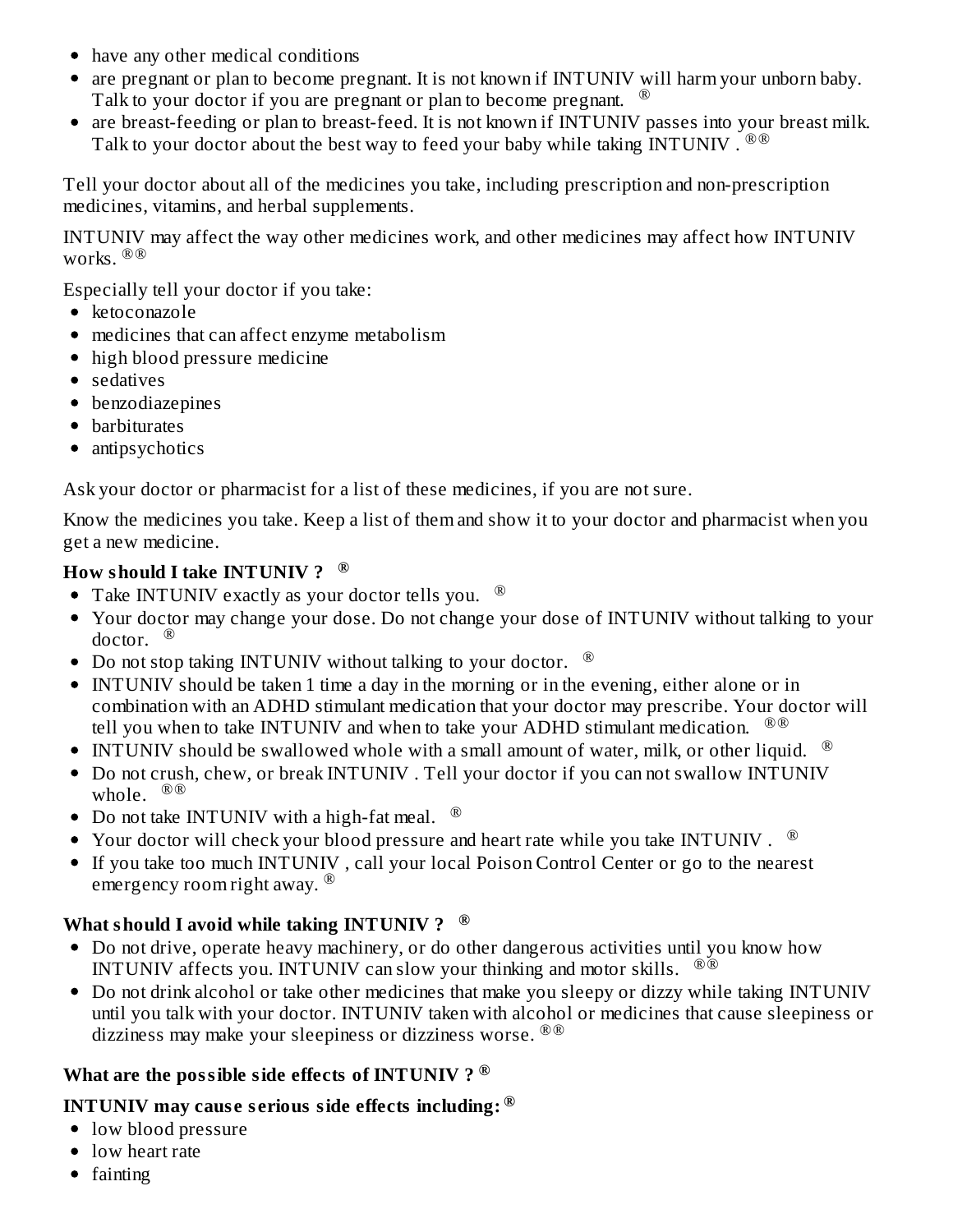- have any other medical conditions
- are pregnant or plan to become pregnant. It is not known if INTUNIV will harm your unborn baby. Talk to your doctor if you are pregnant or plan to become pregnant. ®
- are breast-feeding or plan to breast-feed. It is not known if INTUNIV passes into your breast milk. Talk to your doctor about the best way to feed your baby while taking INTUNIV . ®®

Tell your doctor about all of the medicines you take, including prescription and non-prescription medicines, vitamins, and herbal supplements.

INTUNIV may affect the way other medicines work, and other medicines may affect how INTUNIV works. ®®

Especially tell your doctor if you take:

- ketoconazole
- medicines that can affect enzyme metabolism
- high blood pressure medicine
- sedatives
- benzodiazepines
- barbiturates
- antipsychotics

Ask your doctor or pharmacist for a list of these medicines, if you are not sure.

Know the medicines you take. Keep a list of them and show it to your doctor and pharmacist when you get a new medicine.

**How should I take INTUNIV ? ®**

- Take INTUNIV exactly as your doctor tells you. ®
- Your doctor may change your dose. Do not change your dose of INTUNIV without talking to your doctor. ®
- Do not stop taking INTUNIV without talking to your doctor. ®
- INTUNIV should be taken 1 time a day in the morning or in the evening, either alone or in combination with an ADHD stimulant medication that your doctor may prescribe. Your doctor will tell you when to take INTUNIV and when to take your ADHD stimulant medication. ®®
- INTUNIV should be swallowed whole with a small amount of water, milk, or other liquid. ®
- Do not crush, chew, or break INTUNIV . Tell your doctor if you can not swallow INTUNIV whole. ®®
- Do not take INTUNIV with a high-fat meal. ®
- Your doctor will check your blood pressure and heart rate while you take INTUNIV . ®
- If you take too much INTUNIV , call your local Poison Control Center or go to the nearest emergency room right away. ®

**What should I avoid while taking INTUNIV ? ®**

- Do not drive, operate heavy machinery, or do other dangerous activities until you know how INTUNIV affects you. INTUNIV can slow your thinking and motor skills. ®®
- Do not drink alcohol or take other medicines that make you sleepy or dizzy while taking INTUNIV until you talk with your doctor. INTUNIV taken with alcohol or medicines that cause sleepiness or dizziness may make your sleepiness or dizziness worse. ®®

**What are the possible side effects of INTUNIV ? ®**

**INTUNIV may cause serious side effects including: ®**

- low blood pressure
- low heart rate
- fainting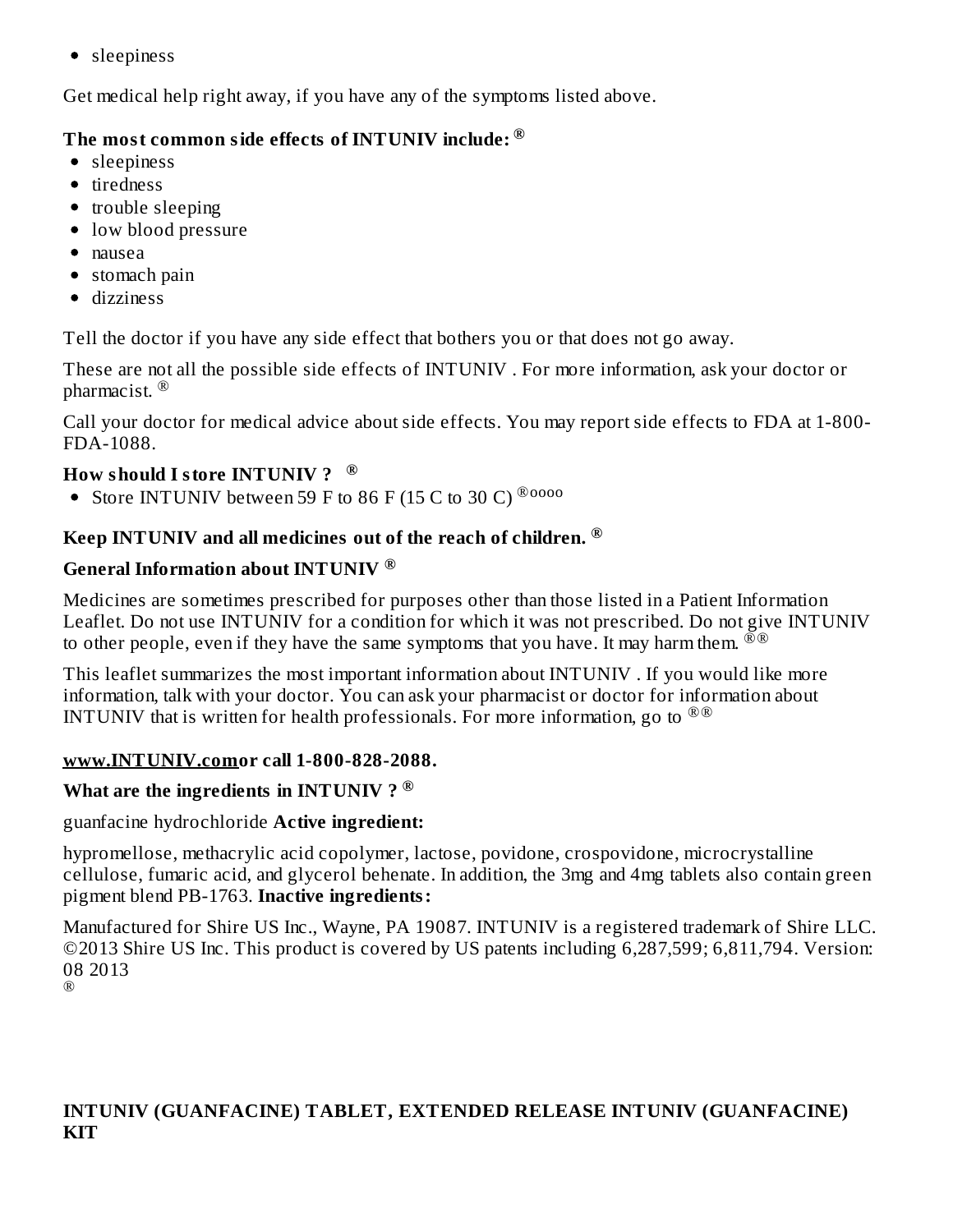- sleepiness

Get medical help right away, if you have any of the symptoms listed above.

**The most common side effects of INTUNIV include:** ®

- sleepiness
- tiredness
- trouble sleeping
- low blood pressure
- nausea
- stomach pain
- dizziness

Tell the doctor if you have any side effect that bothers you or that does not go away.

These are not all the possible side effects of INTUNIV . For more information, ask your doctor or pharmacist. ®

Call your doctor for medical advice about side effects. You may report side effects to FDA at 1-800-FDA-1088.

**How should I store INTUNIV ?** ®

- Store INTUNIV between 59 F to 86 F (15 C to 30 C) ®oooo

**Keep INTUNIV and all medicines out of the reach of children.** ®

**General Information about INTUNIV** ®

Medicines are sometimes prescribed for purposes other than those listed in a Patient Information Leaflet. Do not use INTUNIV for a condition for which it was not prescribed. Do not give INTUNIV to other people, even if they have the same symptoms that you have. It may harm them. ®®

This leaflet summarizes the most important information about INTUNIV . If you would like more information, talk with your doctor. You can ask your pharmacist or doctor for information about INTUNIV that is written for health professionals. For more information, go to ®®

**www.INTUNIV.comor call 1-800-828-2088.**

**What are the ingredients in INTUNIV ?** ®

guanfacine hydrochloride **Active ingredient:**

hypromellose, methacrylic acid copolymer, lactose, povidone, crospovidone, microcrystalline cellulose, fumaric acid, and glycerol behenate. In addition, the 3mg and 4mg tablets also contain green pigment blend PB-1763. **Inactive ingredients:**

Manufactured for Shire US Inc., Wayne, PA 19087. INTUNIV is a registered trademark of Shire LLC. ©2013 Shire US Inc. This product is covered by US patents including 6,287,599; 6,811,794. Version: 08 2013
®

**INTUNIV (GUANFACINE) TABLET, EXTENDED RELEASE INTUNIV (GUANFACINE) KIT**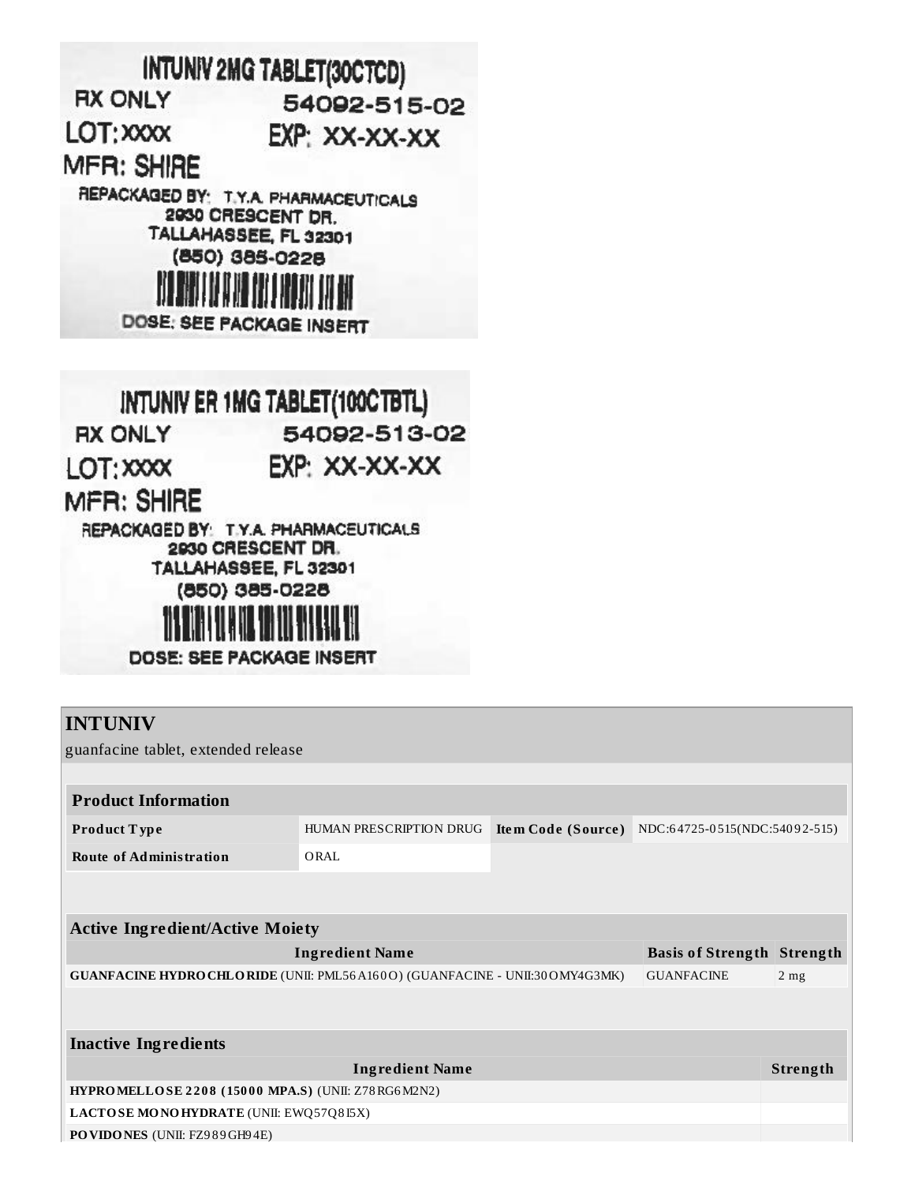INTUNIV 2MG TABLET(30CTCD)

RX ONLY 54092-515-02

LOT: XXXX EXP: XX-XX-XX

MFR: SHIRE

REPACKAGED BY: T.Y.A. PHARMACEUTICALS
2930 CRESCENT DR.
TALLAHASSEE, FL 32301
(850) 385-0228

DOSE: SEE PACKAGE INSERT

INTUNIV ER 1MG TABLET(100CTBTL)

RX ONLY 54092-513-02

LOT: XXXX EXP: XX-XX-XX

MFR: SHIRE

REPACKAGED BY: T.Y.A. PHARMACEUTICALS
2930 CRESCENT DR.
TALLAHASSEE, FL 32301
(850) 385-0228

DOSE: SEE PACKAGE INSERT

## INTUNIV

guanfacine tablet, extended release

| Product Information | | | |
|---|---|---|---|
| **Product Type** | HUMAN PRESCRIPTION DRUG | **Item Code (Source)** | NDC:64725-0515(NDC:54092-515) |
| **Route of Administration** | ORAL | | |

| Active Ingredient/Active Moiety | | |
|---|---|---|
| **Ingredient Name** | **Basis of Strength** | **Strength** |
| **GUANFACINE HYDROCHLORIDE** (UNII: PML56A160O) (GUANFACINE - UNII:30OMY4G3MK) | GUANFACINE | 2 mg |

| Inactive Ingredients | |
|---|---|
| **Ingredient Name** | **Strength** |
| **HYPROMELLOSE 2208 (15000 MPA.S)** (UNII: Z78RG6M2N2) | |
| **LACTOSE MONOHYDRATE** (UNII: EWQ57Q8I5X) | |
| **POVIDONES** (UNII: FZ989GH94E) | |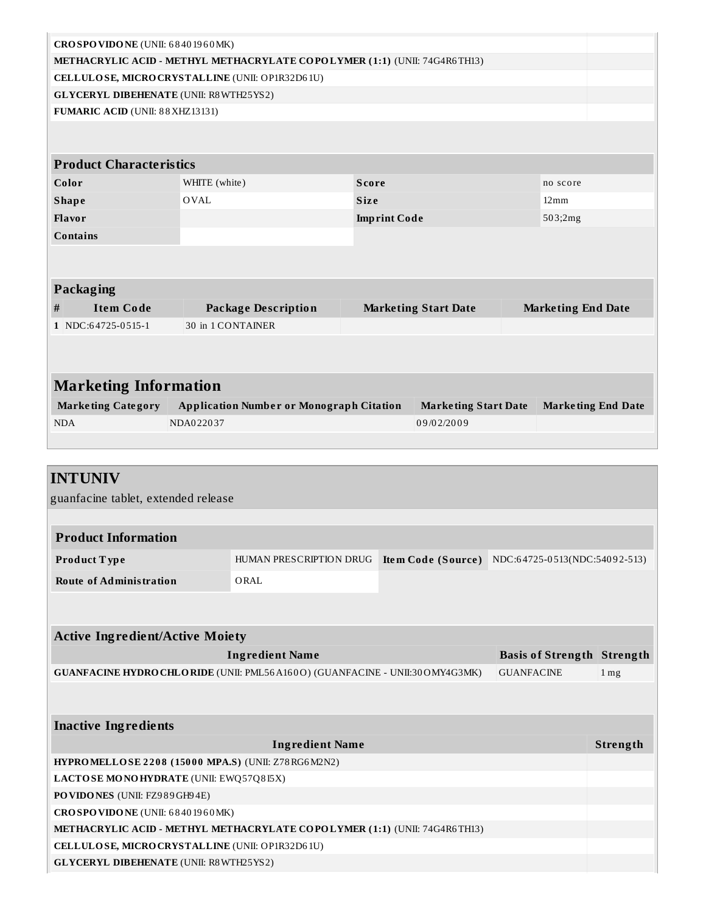| | |
|---|---|
| **CROSPOVIDONE** (UNII: 68401960MK) | |
| **METHACRYLIC ACID - METHYL METHACRYLATE COPOLYMER (1:1)** (UNII: 74G4R6TH13) | |
| **CELLULOSE, MICROCRYSTALLINE** (UNII: OP1R32D61U) | |
| **GLYCERYL DIBEHENATE** (UNII: R8WTH25YS2) | |
| **FUMARIC ACID** (UNII: 88XHZ13131) | |

| Product Characteristics | | | |
|---|---|---|---|
| **Color** | WHITE (white) | **Score** | no score |
| **Shape** | OVAL | **Size** | 12mm |
| **Flavor** | | **Imprint Code** | 503;2mg |
| **Contains** | | | |

| Packaging | | | | |
|---|---|---|---|---|
| **#** | **Item Code** | **Package Description** | **Marketing Start Date** | **Marketing End Date** |
| 1 | NDC:64725-0515-1 | 30 in 1 CONTAINER | | |

| Marketing Information | | | |
|---|---|---|---|
| **Marketing Category** | **Application Number or Monograph Citation** | **Marketing Start Date** | **Marketing End Date** |
| NDA | NDA022037 | 09/02/2009 | |

## INTUNIV

guanfacine tablet, extended release

| Product Information | | | |
|---|---|---|---|
| **Product Type** | HUMAN PRESCRIPTION DRUG | **Item Code (Source)** | NDC:64725-0513(NDC:54092-513) |
| **Route of Administration** | ORAL | | |

| Active Ingredient/Active Moiety | | |
|---|---|---|
| **Ingredient Name** | **Basis of Strength** | **Strength** |
| **GUANFACINE HYDROCHLORIDE** (UNII: PML56A160O) (GUANFACINE - UNII:30OMY4G3MK) | GUANFACINE | 1 mg |

| Inactive Ingredients | |
|---|---|
| **Ingredient Name** | **Strength** |
| **HYPROMELLOSE 2208 (15000 MPA.S)** (UNII: Z78RG6M2N2) | |
| **LACTOSE MONOHYDRATE** (UNII: EWQ57Q8I5X) | |
| **POVIDONES** (UNII: FZ989GH94E) | |
| **CROSPOVIDONE** (UNII: 68401960MK) | |
| **METHACRYLIC ACID - METHYL METHACRYLATE COPOLYMER (1:1)** (UNII: 74G4R6TH13) | |
| **CELLULOSE, MICROCRYSTALLINE** (UNII: OP1R32D61U) | |
| **GLYCERYL DIBEHENATE** (UNII: R8WTH25YS2) | |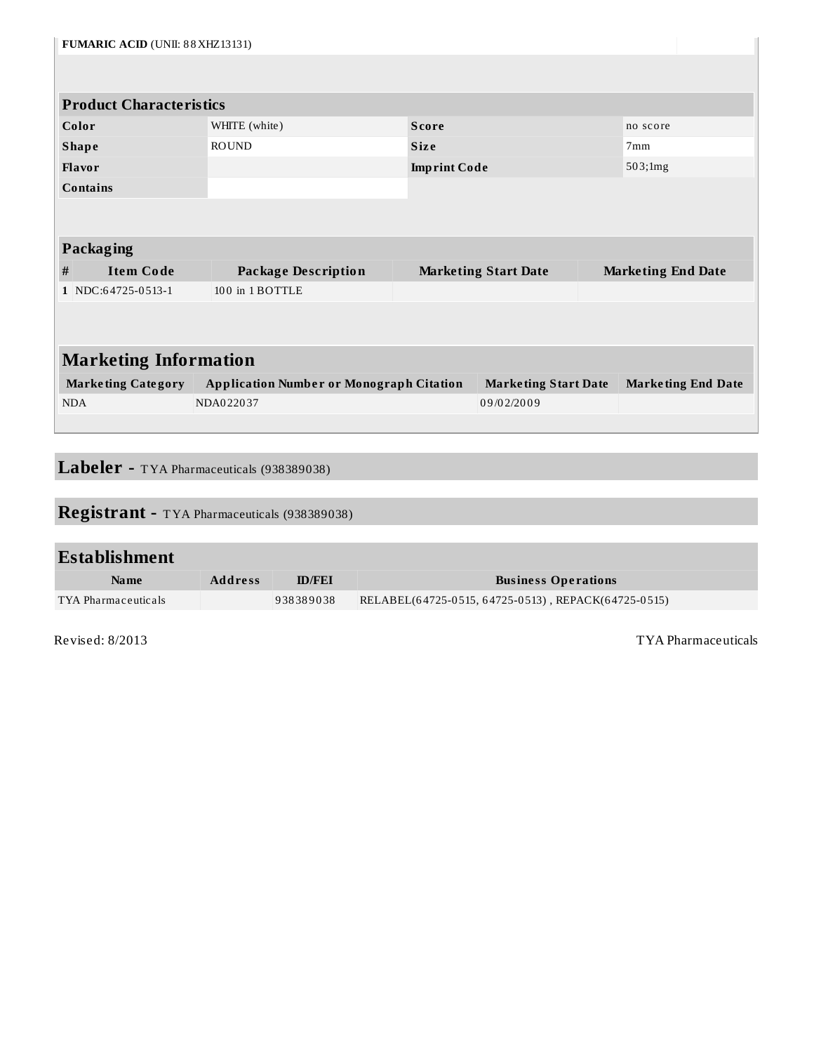**FUMARIC ACID** (UNII: 88XHZ13131)

| Product Characteristics | | | |
|---|---|---|---|
| **Color** | WHITE (white) | **Score** | no score |
| **Shape** | ROUND | **Size** | 7mm |
| **Flavor** | | **Imprint Code** | 503;1mg |
| **Contains** | | | |

| Packaging | | | | |
|---|---|---|---|---|
| **#** | **Item Code** | **Package Description** | **Marketing Start Date** | **Marketing End Date** |
| 1 | NDC:64725-0513-1 | 100 in 1 BOTTLE | | |

## Marketing Information

| Marketing Category | Application Number or Monograph Citation | Marketing Start Date | Marketing End Date |
|---|---|---|---|
| NDA | NDA022037 | 09/02/2009 | |

## Labeler - TYA Pharmaceuticals (938389038)

## Registrant - TYA Pharmaceuticals (938389038)

## Establishment

| Name | Address | ID/FEI | Business Operations |
|---|---|---|---|
| TYA Pharmaceuticals | | 938389038 | RELABEL(64725-0515, 64725-0513) , REPACK(64725-0515) |

Revised: 8/2013 TYA Pharmaceuticals